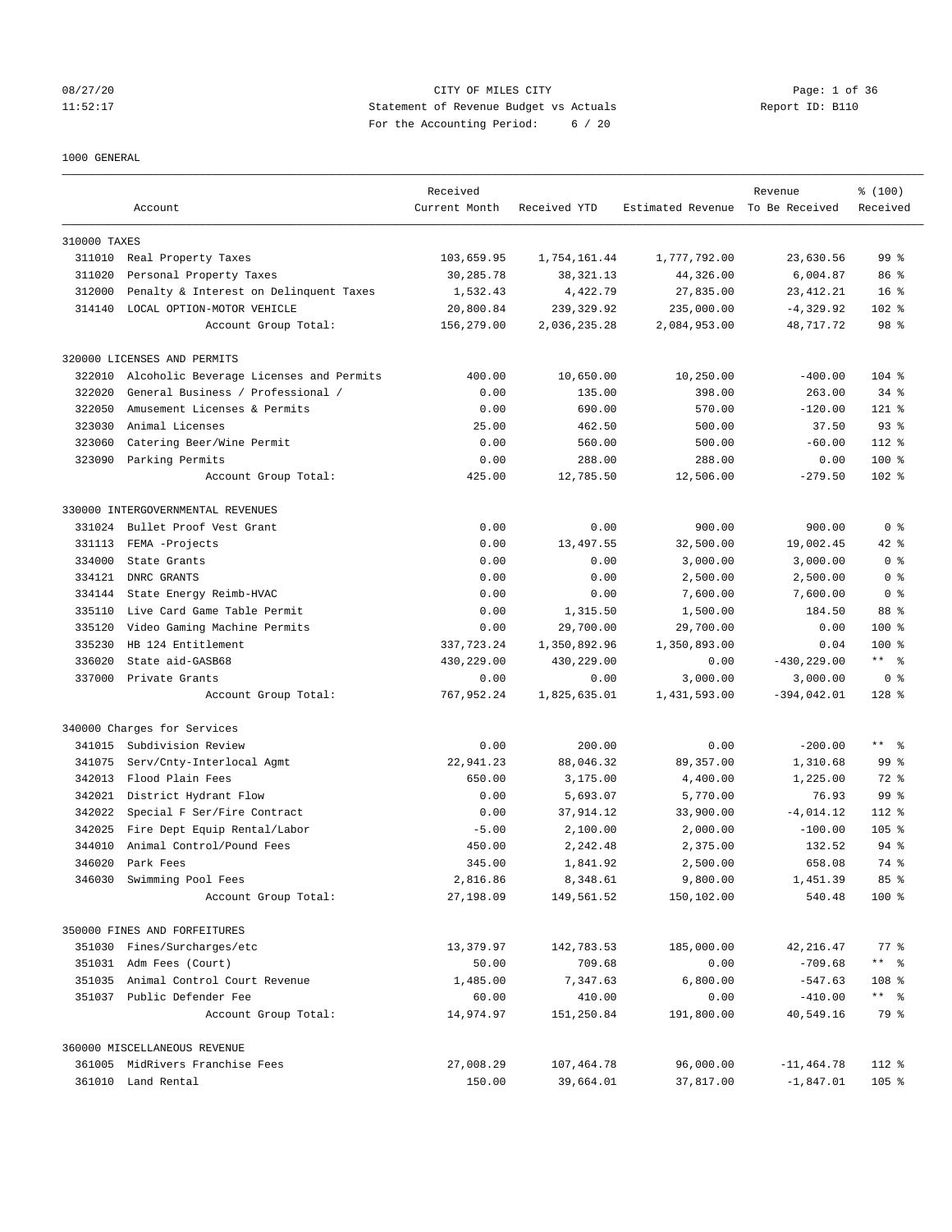CITY OF MILES CITY
Statement of Revenue Budget vs Actuals
For the Accounting Period: 6 / 20

08/27/20
11:52:17

Report ID: B110

1000 GENERAL

| Account | | Received Current Month | Received YTD | Estimated Revenue | Revenue To Be Received | % (100) Received |
|---|---|---|---|---|---|---|
| 310000 TAXES | | | | | | |
| 311010 | Real Property Taxes | 103,659.95 | 1,754,161.44 | 1,777,792.00 | 23,630.56 | 99 % |
| 311020 | Personal Property Taxes | 30,285.78 | 38,321.13 | 44,326.00 | 6,004.87 | 86 % |
| 312000 | Penalty & Interest on Delinquent Taxes | 1,532.43 | 4,422.79 | 27,835.00 | 23,412.21 | 16 % |
| 314140 | LOCAL OPTION-MOTOR VEHICLE | 20,800.84 | 239,329.92 | 235,000.00 | -4,329.92 | 102 % |
| | Account Group Total: | 156,279.00 | 2,036,235.28 | 2,084,953.00 | 48,717.72 | 98 % |
| 320000 LICENSES AND PERMITS | | | | | | |
| 322010 | Alcoholic Beverage Licenses and Permits | 400.00 | 10,650.00 | 10,250.00 | -400.00 | 104 % |
| 322020 | General Business / Professional / | 0.00 | 135.00 | 398.00 | 263.00 | 34 % |
| 322050 | Amusement Licenses & Permits | 0.00 | 690.00 | 570.00 | -120.00 | 121 % |
| 323030 | Animal Licenses | 25.00 | 462.50 | 500.00 | 37.50 | 93 % |
| 323060 | Catering Beer/Wine Permit | 0.00 | 560.00 | 500.00 | -60.00 | 112 % |
| 323090 | Parking Permits | 0.00 | 288.00 | 288.00 | 0.00 | 100 % |
| | Account Group Total: | 425.00 | 12,785.50 | 12,506.00 | -279.50 | 102 % |
| 330000 INTERGOVERNMENTAL REVENUES | | | | | | |
| 331024 | Bullet Proof Vest Grant | 0.00 | 0.00 | 900.00 | 900.00 | 0 % |
| 331113 | FEMA -Projects | 0.00 | 13,497.55 | 32,500.00 | 19,002.45 | 42 % |
| 334000 | State Grants | 0.00 | 0.00 | 3,000.00 | 3,000.00 | 0 % |
| 334121 | DNRC GRANTS | 0.00 | 0.00 | 2,500.00 | 2,500.00 | 0 % |
| 334144 | State Energy Reimb-HVAC | 0.00 | 0.00 | 7,600.00 | 7,600.00 | 0 % |
| 335110 | Live Card Game Table Permit | 0.00 | 1,315.50 | 1,500.00 | 184.50 | 88 % |
| 335120 | Video Gaming Machine Permits | 0.00 | 29,700.00 | 29,700.00 | 0.00 | 100 % |
| 335230 | HB 124 Entitlement | 337,723.24 | 1,350,892.96 | 1,350,893.00 | 0.04 | 100 % |
| 336020 | State aid-GASB68 | 430,229.00 | 430,229.00 | 0.00 | -430,229.00 | ** % |
| 337000 | Private Grants | 0.00 | 0.00 | 3,000.00 | 3,000.00 | 0 % |
| | Account Group Total: | 767,952.24 | 1,825,635.01 | 1,431,593.00 | -394,042.01 | 128 % |
| 340000 Charges for Services | | | | | | |
| 341015 | Subdivision Review | 0.00 | 200.00 | 0.00 | -200.00 | ** % |
| 341075 | Serv/Cnty-Interlocal Agmt | 22,941.23 | 88,046.32 | 89,357.00 | 1,310.68 | 99 % |
| 342013 | Flood Plain Fees | 650.00 | 3,175.00 | 4,400.00 | 1,225.00 | 72 % |
| 342021 | District Hydrant Flow | 0.00 | 5,693.07 | 5,770.00 | 76.93 | 99 % |
| 342022 | Special F Ser/Fire Contract | 0.00 | 37,914.12 | 33,900.00 | -4,014.12 | 112 % |
| 342025 | Fire Dept Equip Rental/Labor | -5.00 | 2,100.00 | 2,000.00 | -100.00 | 105 % |
| 344010 | Animal Control/Pound Fees | 450.00 | 2,242.48 | 2,375.00 | 132.52 | 94 % |
| 346020 | Park Fees | 345.00 | 1,841.92 | 2,500.00 | 658.08 | 74 % |
| 346030 | Swimming Pool Fees | 2,816.86 | 8,348.61 | 9,800.00 | 1,451.39 | 85 % |
| | Account Group Total: | 27,198.09 | 149,561.52 | 150,102.00 | 540.48 | 100 % |
| 350000 FINES AND FORFEITURES | | | | | | |
| 351030 | Fines/Surcharges/etc | 13,379.97 | 142,783.53 | 185,000.00 | 42,216.47 | 77 % |
| 351031 | Adm Fees (Court) | 50.00 | 709.68 | 0.00 | -709.68 | ** % |
| 351035 | Animal Control Court Revenue | 1,485.00 | 7,347.63 | 6,800.00 | -547.63 | 108 % |
| 351037 | Public Defender Fee | 60.00 | 410.00 | 0.00 | -410.00 | ** % |
| | Account Group Total: | 14,974.97 | 151,250.84 | 191,800.00 | 40,549.16 | 79 % |
| 360000 MISCELLANEOUS REVENUE | | | | | | |
| 361005 | MidRivers Franchise Fees | 27,008.29 | 107,464.78 | 96,000.00 | -11,464.78 | 112 % |
| 361010 | Land Rental | 150.00 | 39,664.01 | 37,817.00 | -1,847.01 | 105 % |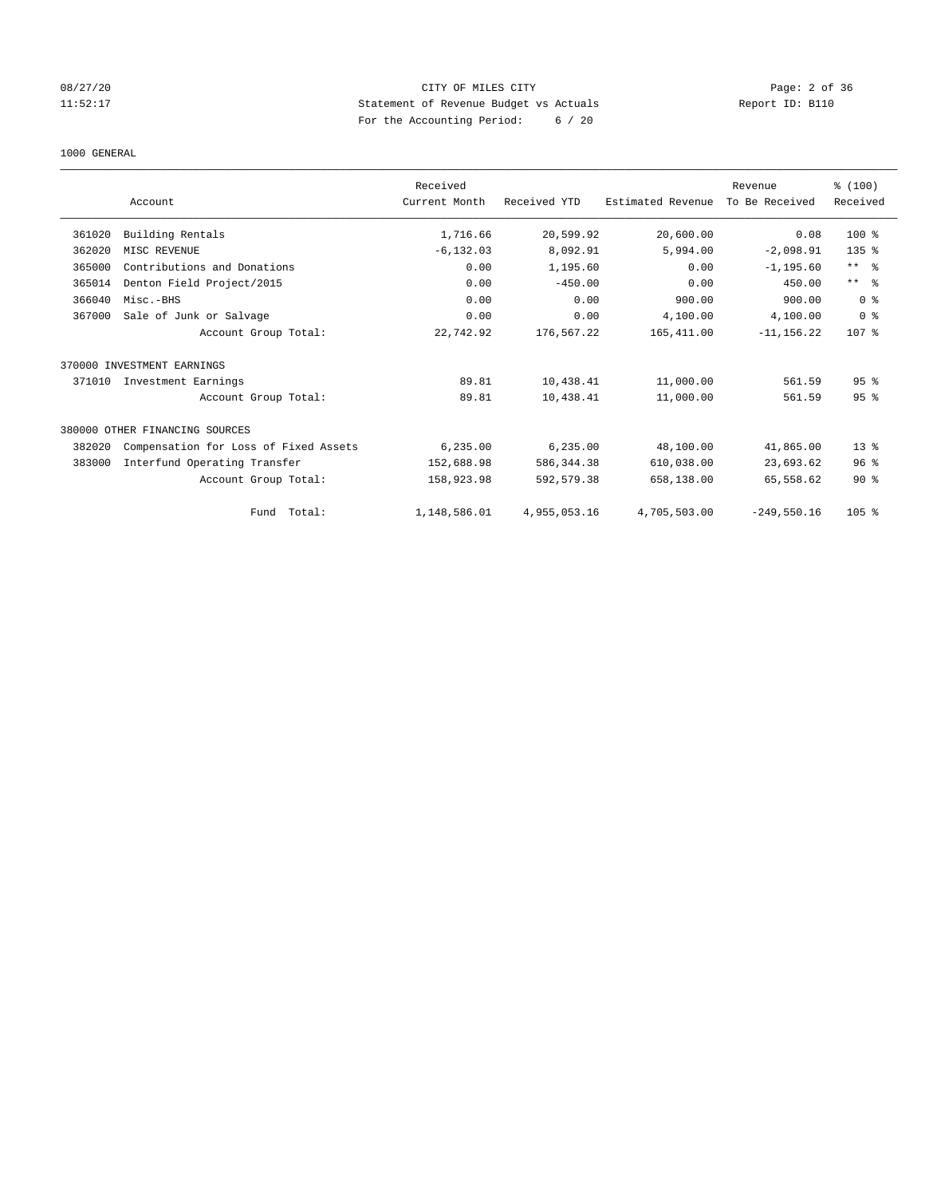CITY OF MILES CITY
Statement of Revenue Budget vs Actuals
For the Accounting Period: 6 / 20

1000 GENERAL

| Account | | Received Current Month | Received YTD | Estimated Revenue | Revenue To Be Received | % (100) Received |
|---|---|---|---|---|---|---|
| 361020 | Building Rentals | 1,716.66 | 20,599.92 | 20,600.00 | 0.08 | 100 % |
| 362020 | MISC REVENUE | -6,132.03 | 8,092.91 | 5,994.00 | -2,098.91 | 135 % |
| 365000 | Contributions and Donations | 0.00 | 1,195.60 | 0.00 | -1,195.60 | ** % |
| 365014 | Denton Field Project/2015 | 0.00 | -450.00 | 0.00 | 450.00 | ** % |
| 366040 | Misc.-BHS | 0.00 | 0.00 | 900.00 | 900.00 | 0 % |
| 367000 | Sale of Junk or Salvage | 0.00 | 0.00 | 4,100.00 | 4,100.00 | 0 % |
| | Account Group Total: | 22,742.92 | 176,567.22 | 165,411.00 | -11,156.22 | 107 % |
| 370000 INVESTMENT EARNINGS | | | | | | |
| 371010 | Investment Earnings | 89.81 | 10,438.41 | 11,000.00 | 561.59 | 95 % |
| | Account Group Total: | 89.81 | 10,438.41 | 11,000.00 | 561.59 | 95 % |
| 380000 OTHER FINANCING SOURCES | | | | | | |
| 382020 | Compensation for Loss of Fixed Assets | 6,235.00 | 6,235.00 | 48,100.00 | 41,865.00 | 13 % |
| 383000 | Interfund Operating Transfer | 152,688.98 | 586,344.38 | 610,038.00 | 23,693.62 | 96 % |
| | Account Group Total: | 158,923.98 | 592,579.38 | 658,138.00 | 65,558.62 | 90 % |
| | Fund Total: | 1,148,586.01 | 4,955,053.16 | 4,705,503.00 | -249,550.16 | 105 % |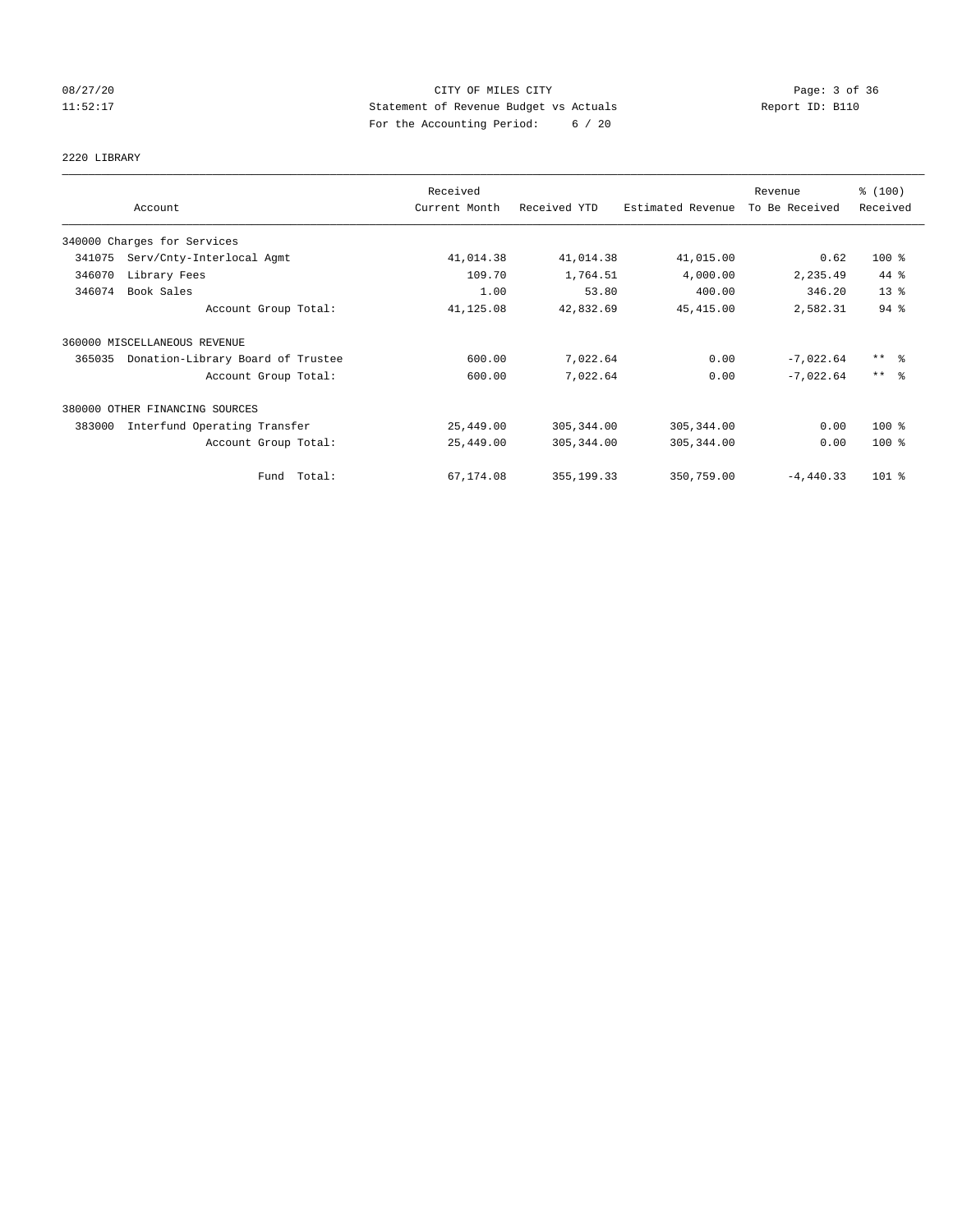CITY OF MILES CITY
Statement of Revenue Budget vs Actuals
For the Accounting Period: 6 / 20

08/27/20
11:52:17

Report ID: B110

2220 LIBRARY

| Account | Received Current Month | Received YTD | Estimated Revenue | Revenue To Be Received | % (100) Received |
|---|---|---|---|---|---|
| 340000 Charges for Services | | | | | |
| 341075 Serv/Cnty-Interlocal Agmt | 41,014.38 | 41,014.38 | 41,015.00 | 0.62 | 100 % |
| 346070 Library Fees | 109.70 | 1,764.51 | 4,000.00 | 2,235.49 | 44 % |
| 346074 Book Sales | 1.00 | 53.80 | 400.00 | 346.20 | 13 % |
| Account Group Total: | 41,125.08 | 42,832.69 | 45,415.00 | 2,582.31 | 94 % |
| 360000 MISCELLANEOUS REVENUE | | | | | |
| 365035 Donation-Library Board of Trustee | 600.00 | 7,022.64 | 0.00 | -7,022.64 | ** % |
| Account Group Total: | 600.00 | 7,022.64 | 0.00 | -7,022.64 | ** % |
| 380000 OTHER FINANCING SOURCES | | | | | |
| 383000 Interfund Operating Transfer | 25,449.00 | 305,344.00 | 305,344.00 | 0.00 | 100 % |
| Account Group Total: | 25,449.00 | 305,344.00 | 305,344.00 | 0.00 | 100 % |
| Fund Total: | 67,174.08 | 355,199.33 | 350,759.00 | -4,440.33 | 101 % |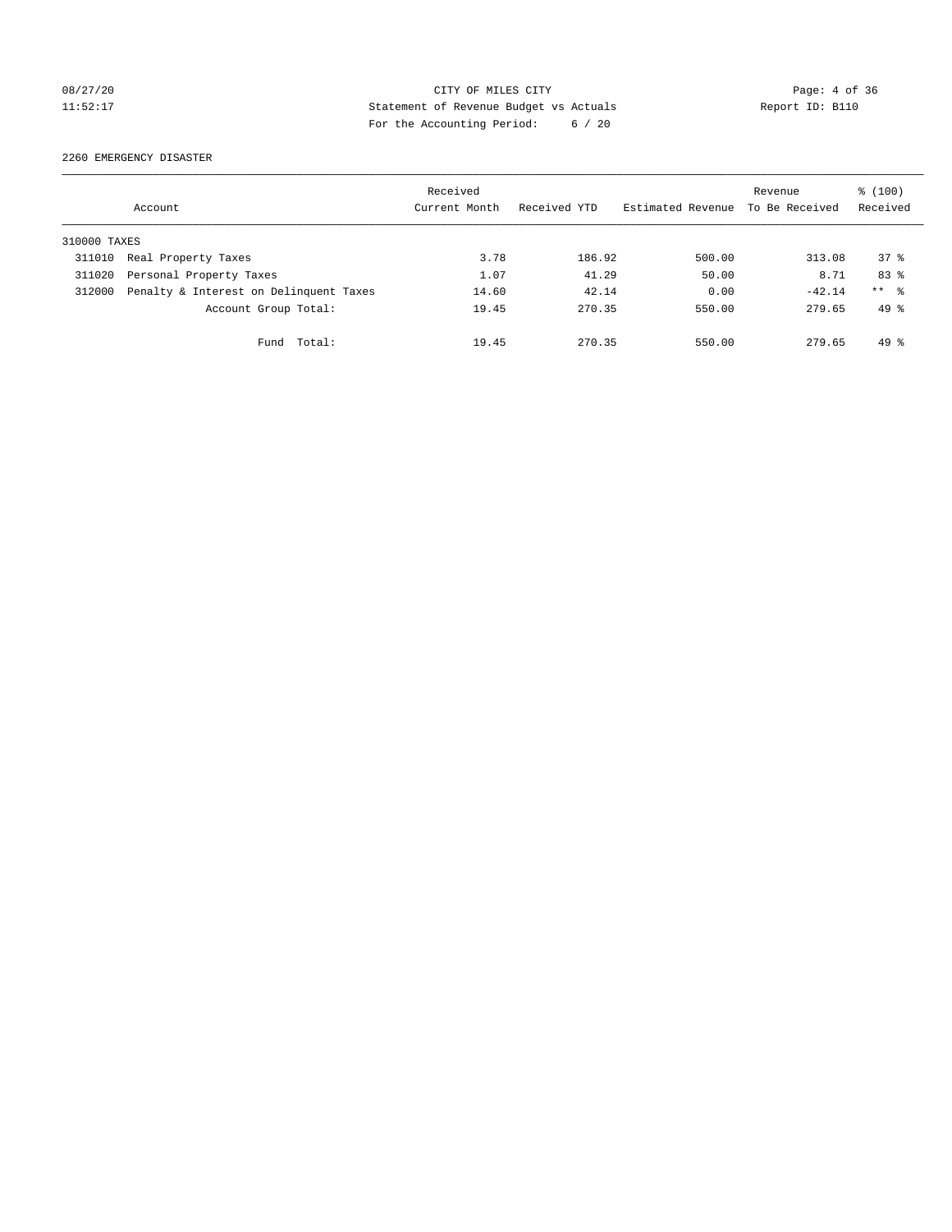CITY OF MILES CITY
Statement of Revenue Budget vs Actuals
For the Accounting Period: 6 / 20

08/27/20
11:52:17

Report ID: B110

2260 EMERGENCY DISASTER

| Account | | Received Current Month | Received YTD | Estimated Revenue | Revenue To Be Received | % (100) Received |
|---|---|---|---|---|---|---|
| 310000 TAXES | | | | | | |
| 311010 | Real Property Taxes | 3.78 | 186.92 | 500.00 | 313.08 | 37 % |
| 311020 | Personal Property Taxes | 1.07 | 41.29 | 50.00 | 8.71 | 83 % |
| 312000 | Penalty & Interest on Delinquent Taxes | 14.60 | 42.14 | 0.00 | -42.14 | ** % |
| | Account Group Total: | 19.45 | 270.35 | 550.00 | 279.65 | 49 % |
| | Fund Total: | 19.45 | 270.35 | 550.00 | 279.65 | 49 % |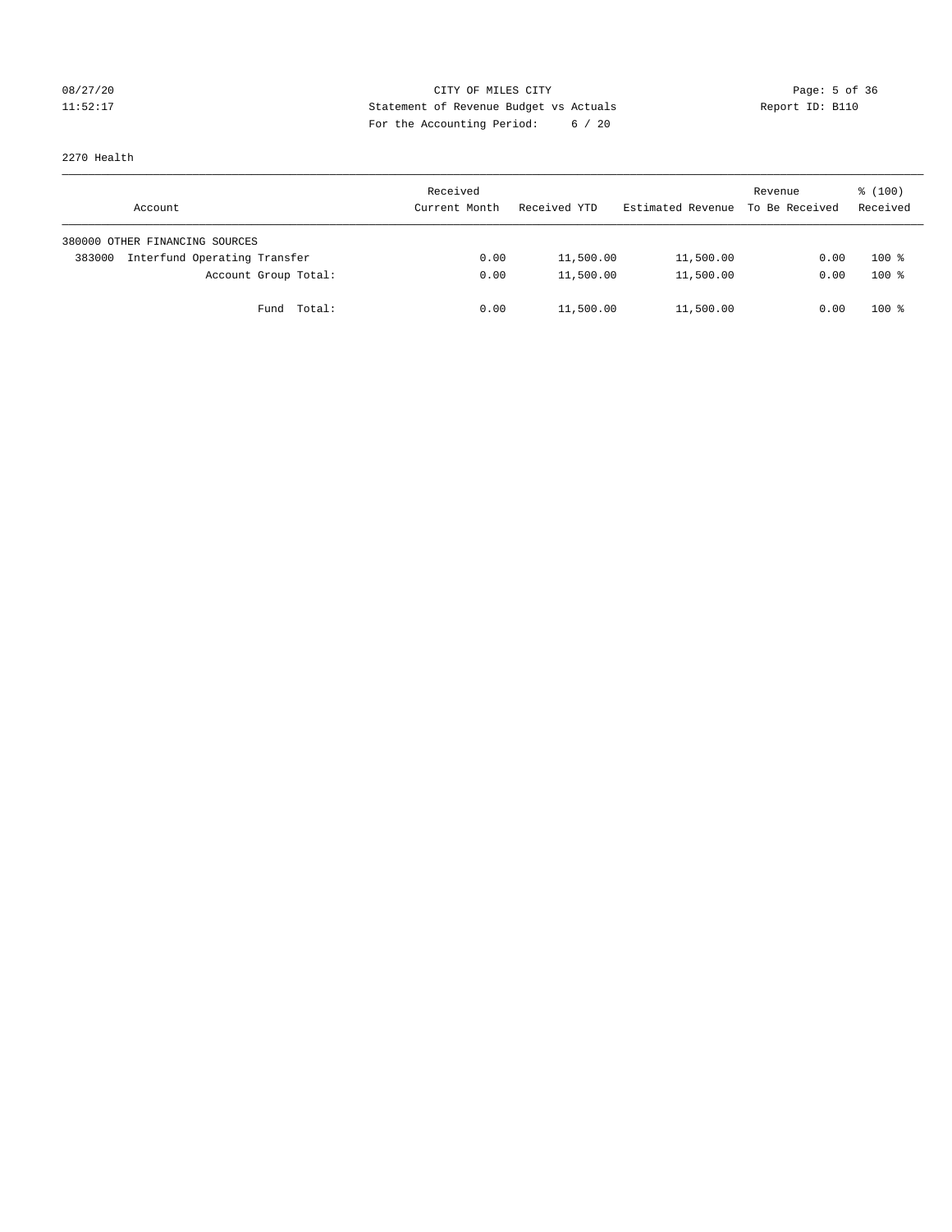CITY OF MILES CITY
Statement of Revenue Budget vs Actuals
For the Accounting Period: 6 / 20

08/27/20
11:52:17

Report ID: B110

2270 Health

| Account | Received Current Month | Received YTD | Estimated Revenue | Revenue To Be Received | % (100) Received |
|---|---|---|---|---|---|
| 380000 OTHER FINANCING SOURCES | | | | | |
| 383000 Interfund Operating Transfer | 0.00 | 11,500.00 | 11,500.00 | 0.00 | 100 % |
| Account Group Total: | 0.00 | 11,500.00 | 11,500.00 | 0.00 | 100 % |
| Fund Total: | 0.00 | 11,500.00 | 11,500.00 | 0.00 | 100 % |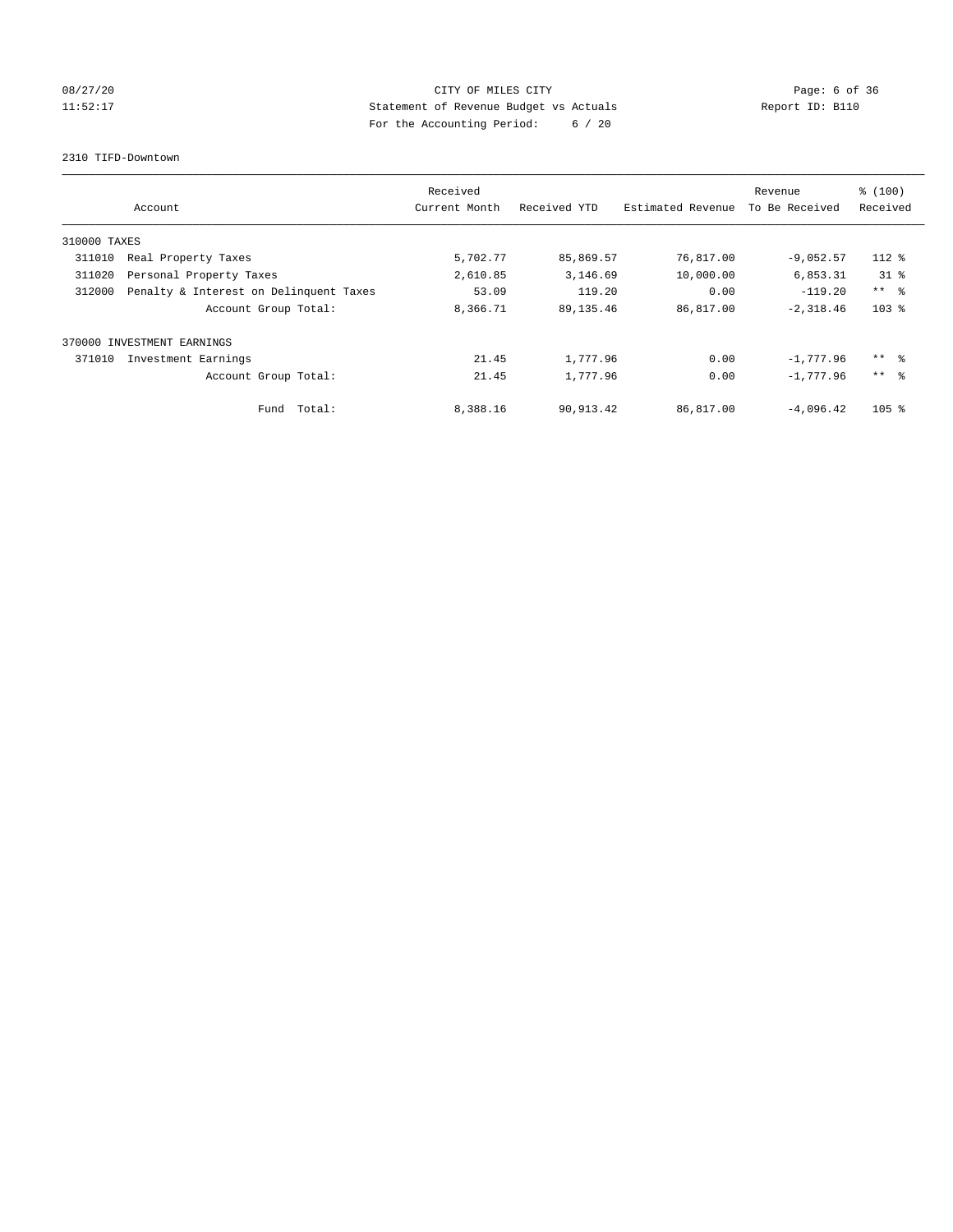CITY OF MILES CITY
Statement of Revenue Budget vs Actuals
For the Accounting Period: 6 / 20

08/27/20
11:52:17

Report ID: B110

2310 TIFD-Downtown

| Account | | Received Current Month | Received YTD | Estimated Revenue | Revenue To Be Received | % (100) Received |
|---|---|---|---|---|---|---|
| 310000 TAXES | | | | | | |
| 311010 | Real Property Taxes | 5,702.77 | 85,869.57 | 76,817.00 | -9,052.57 | 112 % |
| 311020 | Personal Property Taxes | 2,610.85 | 3,146.69 | 10,000.00 | 6,853.31 | 31 % |
| 312000 | Penalty & Interest on Delinquent Taxes | 53.09 | 119.20 | 0.00 | -119.20 | ** % |
| | Account Group Total: | 8,366.71 | 89,135.46 | 86,817.00 | -2,318.46 | 103 % |
| 370000 INVESTMENT EARNINGS | | | | | | |
| 371010 | Investment Earnings | 21.45 | 1,777.96 | 0.00 | -1,777.96 | ** % |
| | Account Group Total: | 21.45 | 1,777.96 | 0.00 | -1,777.96 | ** % |
| | Fund Total: | 8,388.16 | 90,913.42 | 86,817.00 | -4,096.42 | 105 % |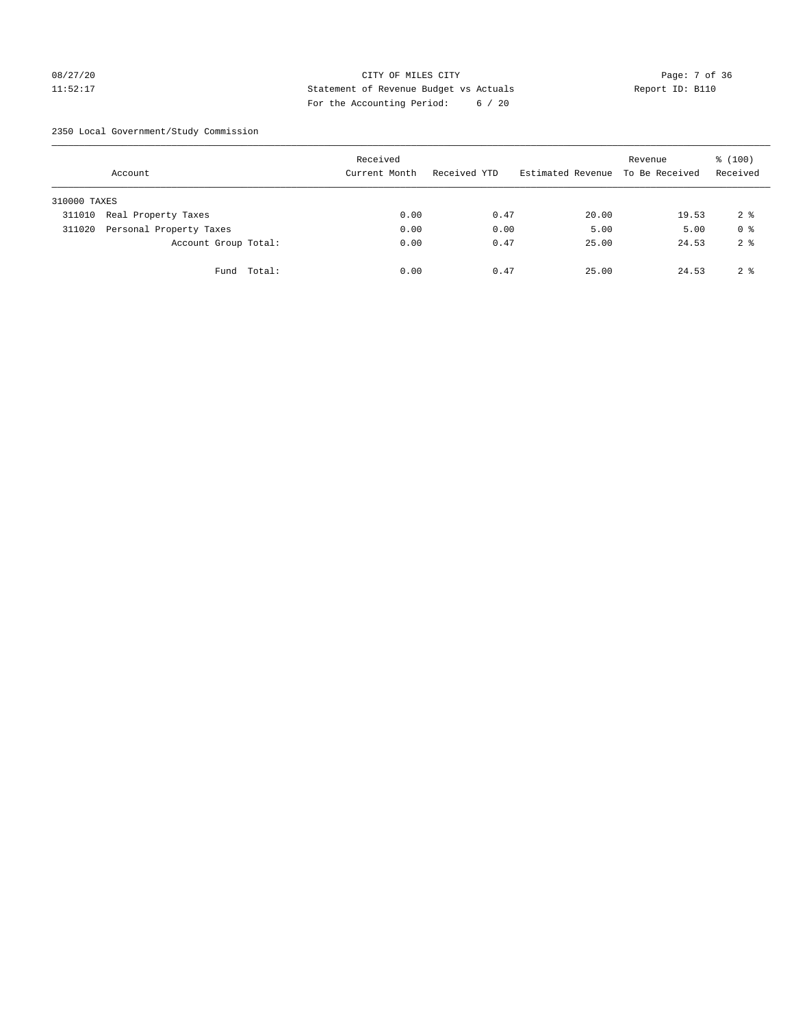CITY OF MILES CITY
Statement of Revenue Budget vs Actuals
For the Accounting Period: 6 / 20

08/27/20
11:52:17

Report ID: B110

2350 Local Government/Study Commission

| Account | | Received Current Month | Received YTD | Estimated Revenue | Revenue To Be Received | % (100) Received |
|---|---|---|---|---|---|---|
| 310000 TAXES | | | | | | |
| 311010 | Real Property Taxes | 0.00 | 0.47 | 20.00 | 19.53 | 2 % |
| 311020 | Personal Property Taxes | 0.00 | 0.00 | 5.00 | 5.00 | 0 % |
| | Account Group Total: | 0.00 | 0.47 | 25.00 | 24.53 | 2 % |
| | Fund Total: | 0.00 | 0.47 | 25.00 | 24.53 | 2 % |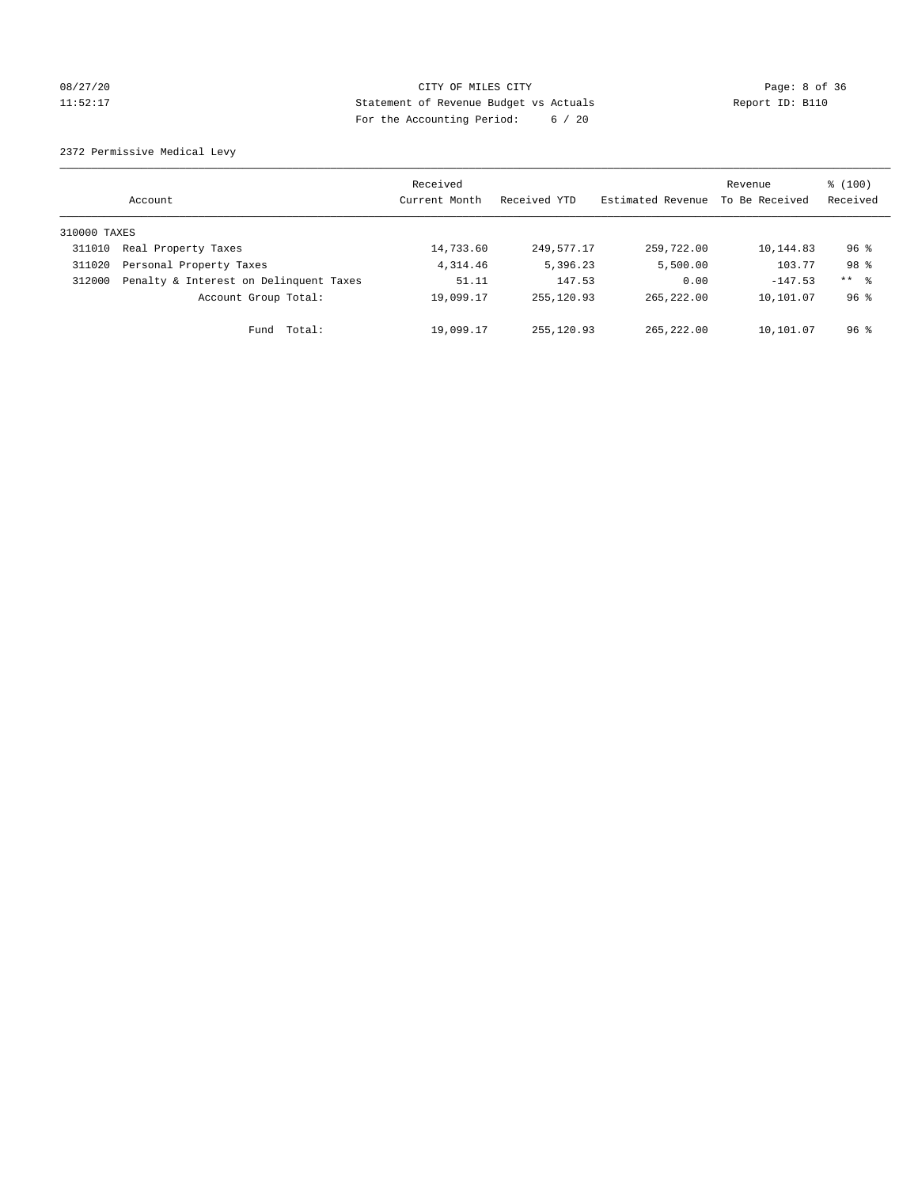CITY OF MILES CITY
Statement of Revenue Budget vs Actuals
For the Accounting Period: 6 / 20

08/27/20
11:52:17

Report ID: B110

2372 Permissive Medical Levy

| Account | | Received Current Month | Received YTD | Estimated Revenue | Revenue To Be Received | % (100) Received |
|---|---|---|---|---|---|---|
| 310000 TAXES | | | | | | |
| 311010 | Real Property Taxes | 14,733.60 | 249,577.17 | 259,722.00 | 10,144.83 | 96 % |
| 311020 | Personal Property Taxes | 4,314.46 | 5,396.23 | 5,500.00 | 103.77 | 98 % |
| 312000 | Penalty & Interest on Delinquent Taxes | 51.11 | 147.53 | 0.00 | -147.53 | ** % |
| | Account Group Total: | 19,099.17 | 255,120.93 | 265,222.00 | 10,101.07 | 96 % |
| | Fund Total: | 19,099.17 | 255,120.93 | 265,222.00 | 10,101.07 | 96 % |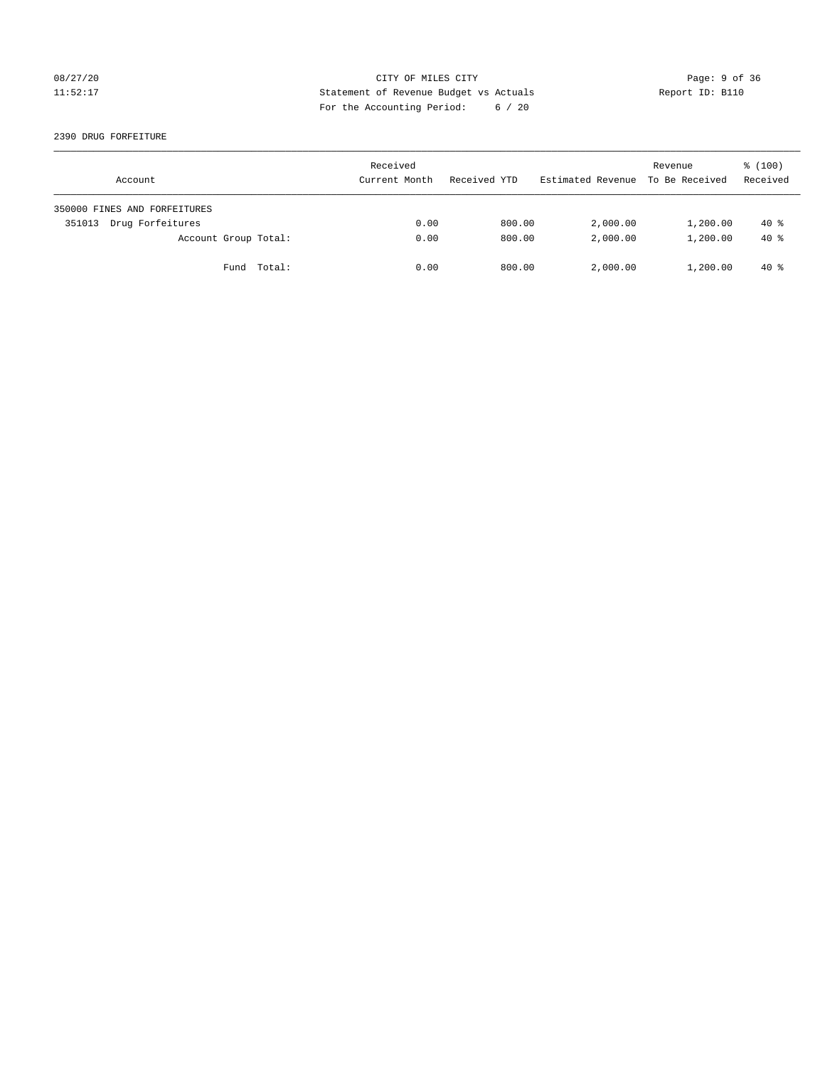CITY OF MILES CITY

Statement of Revenue Budget vs Actuals

For the Accounting Period: 6 / 20

08/27/20
11:52:17

Report ID: B110

2390 DRUG FORFEITURE

| Account | Received Current Month | Received YTD | Estimated Revenue | Revenue To Be Received | % (100) Received |
|---|---|---|---|---|---|
| 350000 FINES AND FORFEITURES | | | | | |
| 351013 Drug Forfeitures | 0.00 | 800.00 | 2,000.00 | 1,200.00 | 40 % |
| Account Group Total: | 0.00 | 800.00 | 2,000.00 | 1,200.00 | 40 % |
| Fund Total: | 0.00 | 800.00 | 2,000.00 | 1,200.00 | 40 % |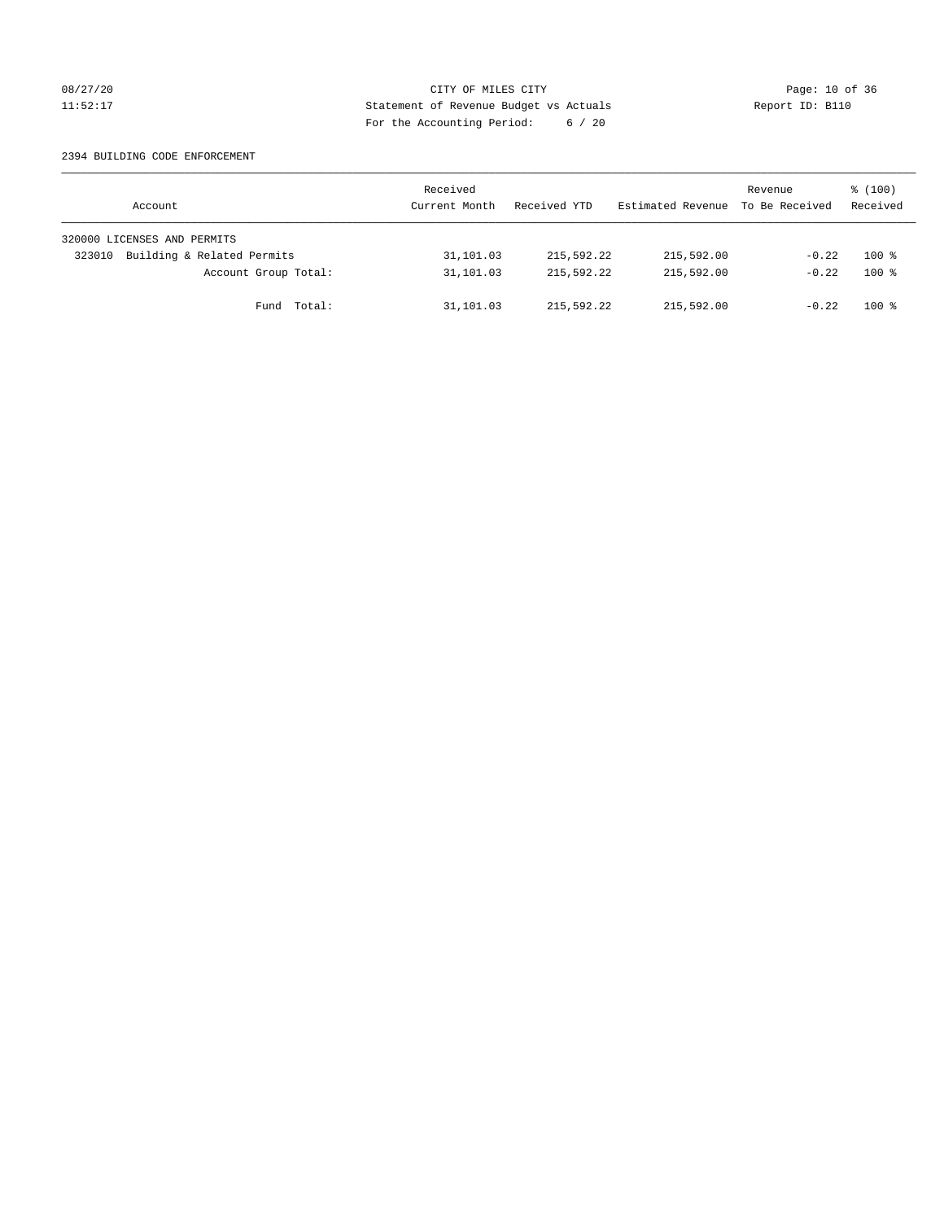CITY OF MILES CITY

Statement of Revenue Budget vs Actuals

For the Accounting Period: 6 / 20

08/27/20
11:52:17

Report ID: B110

2394 BUILDING CODE ENFORCEMENT

| Account | Received Current Month | Received YTD | Estimated Revenue | Revenue To Be Received | % (100) Received |
|---|---|---|---|---|---|
| 320000 LICENSES AND PERMITS | | | | | |
| 323010 Building & Related Permits | 31,101.03 | 215,592.22 | 215,592.00 | -0.22 | 100 % |
| Account Group Total: | 31,101.03 | 215,592.22 | 215,592.00 | -0.22 | 100 % |
| Fund Total: | 31,101.03 | 215,592.22 | 215,592.00 | -0.22 | 100 % |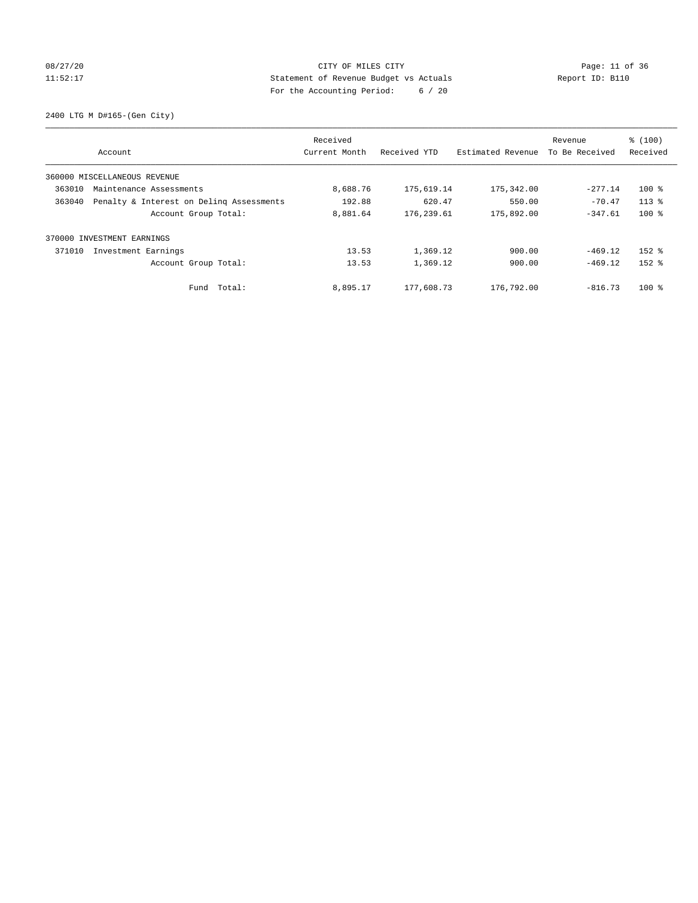CITY OF MILES CITY
Statement of Revenue Budget vs Actuals
For the Accounting Period: 6 / 20

08/27/20
11:52:17

Report ID: B110

2400 LTG M D#165-(Gen City)

| Account | Received Current Month | Received YTD | Estimated Revenue | Revenue To Be Received | % (100) Received |
|---|---|---|---|---|---|
| 360000 MISCELLANEOUS REVENUE | | | | | |
| 363010 Maintenance Assessments | 8,688.76 | 175,619.14 | 175,342.00 | -277.14 | 100 % |
| 363040 Penalty & Interest on Delinq Assessments | 192.88 | 620.47 | 550.00 | -70.47 | 113 % |
| Account Group Total: | 8,881.64 | 176,239.61 | 175,892.00 | -347.61 | 100 % |
| 370000 INVESTMENT EARNINGS | | | | | |
| 371010 Investment Earnings | 13.53 | 1,369.12 | 900.00 | -469.12 | 152 % |
| Account Group Total: | 13.53 | 1,369.12 | 900.00 | -469.12 | 152 % |
| Fund Total: | 8,895.17 | 177,608.73 | 176,792.00 | -816.73 | 100 % |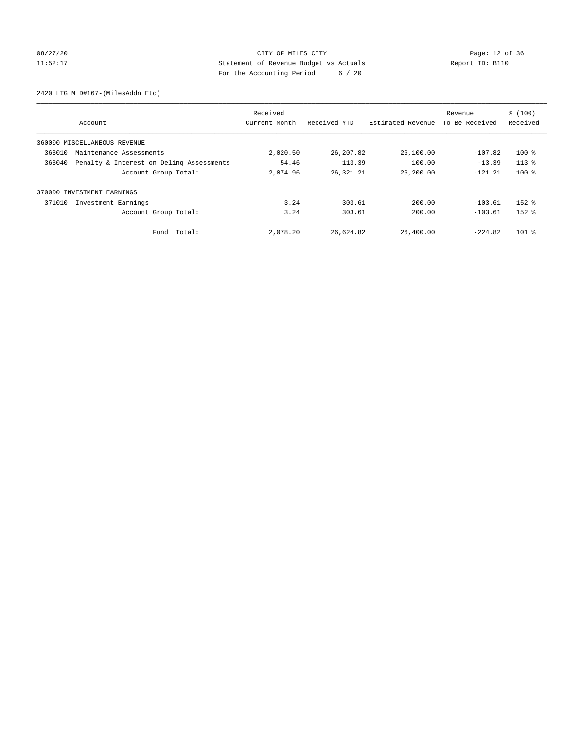CITY OF MILES CITY
Statement of Revenue Budget vs Actuals
For the Accounting Period: 6 / 20

08/27/20
11:52:17

Report ID: B110

2420 LTG M D#167-(MilesAddn Etc)

| Account | Received Current Month | Received YTD | Estimated Revenue | Revenue To Be Received | % (100) Received |
|---|---|---|---|---|---|
| 360000 MISCELLANEOUS REVENUE | | | | | |
| 363010 Maintenance Assessments | 2,020.50 | 26,207.82 | 26,100.00 | -107.82 | 100 % |
| 363040 Penalty & Interest on Delinq Assessments | 54.46 | 113.39 | 100.00 | -13.39 | 113 % |
| Account Group Total: | 2,074.96 | 26,321.21 | 26,200.00 | -121.21 | 100 % |
| 370000 INVESTMENT EARNINGS | | | | | |
| 371010 Investment Earnings | 3.24 | 303.61 | 200.00 | -103.61 | 152 % |
| Account Group Total: | 3.24 | 303.61 | 200.00 | -103.61 | 152 % |
| Fund Total: | 2,078.20 | 26,624.82 | 26,400.00 | -224.82 | 101 % |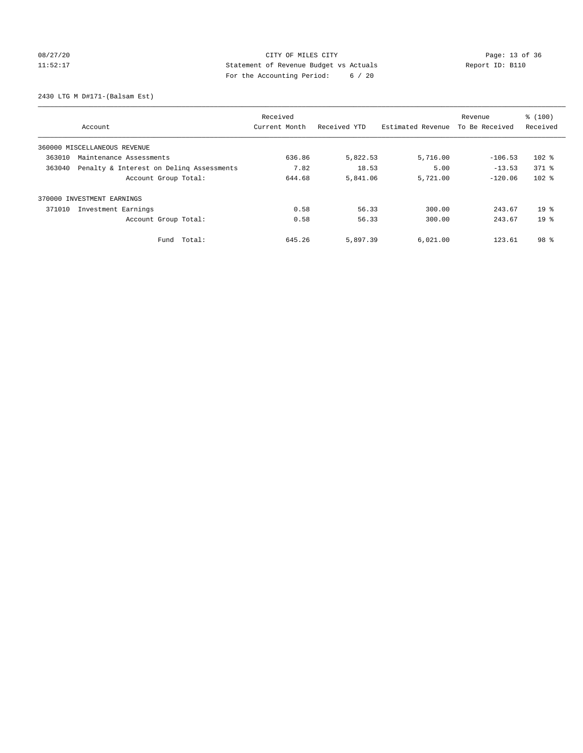CITY OF MILES CITY
Statement of Revenue Budget vs Actuals
For the Accounting Period: 6 / 20

08/27/20
11:52:17

Report ID: B110

2430 LTG M D#171-(Balsam Est)

| Account | Received Current Month | Received YTD | Estimated Revenue | Revenue To Be Received | % (100) Received |
|---|---|---|---|---|---|
| 360000 MISCELLANEOUS REVENUE | | | | | |
| 363010 Maintenance Assessments | 636.86 | 5,822.53 | 5,716.00 | -106.53 | 102 % |
| 363040 Penalty & Interest on Delinq Assessments | 7.82 | 18.53 | 5.00 | -13.53 | 371 % |
| Account Group Total: | 644.68 | 5,841.06 | 5,721.00 | -120.06 | 102 % |
| 370000 INVESTMENT EARNINGS | | | | | |
| 371010 Investment Earnings | 0.58 | 56.33 | 300.00 | 243.67 | 19 % |
| Account Group Total: | 0.58 | 56.33 | 300.00 | 243.67 | 19 % |
| Fund Total: | 645.26 | 5,897.39 | 6,021.00 | 123.61 | 98 % |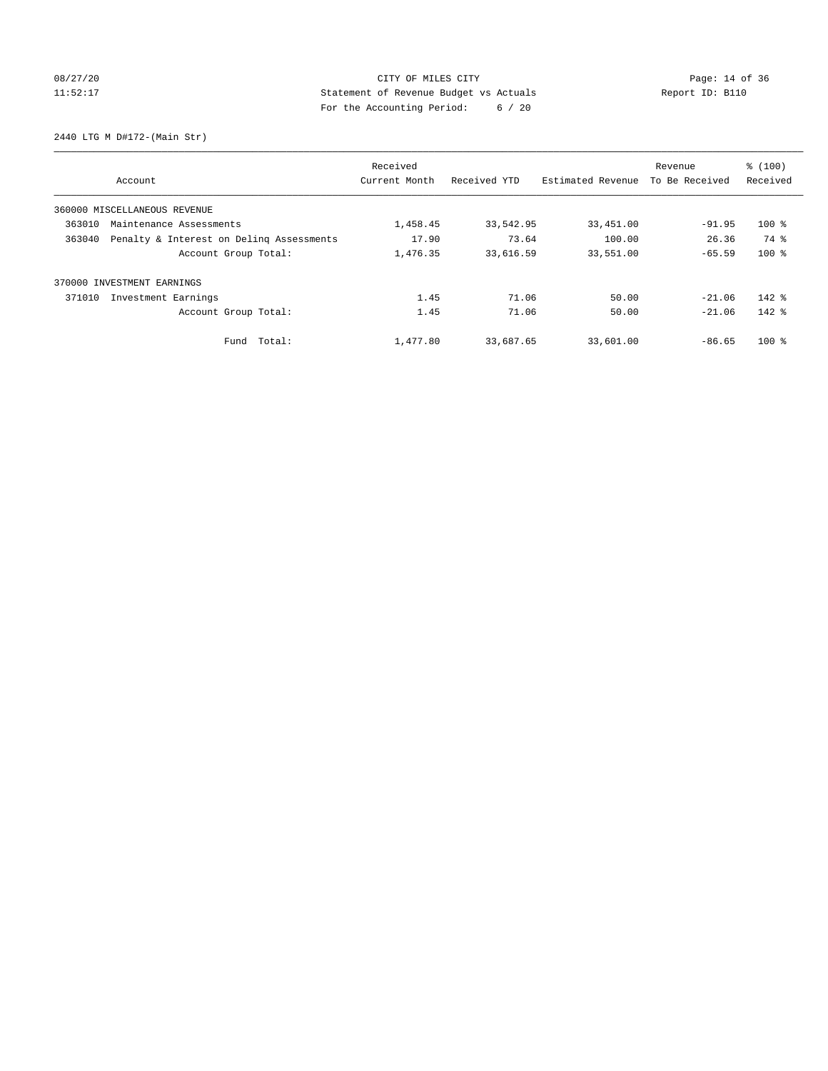CITY OF MILES CITY
Statement of Revenue Budget vs Actuals
For the Accounting Period: 6 / 20

08/27/20
11:52:17

Report ID: B110

2440 LTG M D#172-(Main Str)

| Account | Received Current Month | Received YTD | Estimated Revenue | Revenue To Be Received | % (100) Received |
|---|---|---|---|---|---|
| 360000 MISCELLANEOUS REVENUE | | | | | |
| 363010 Maintenance Assessments | 1,458.45 | 33,542.95 | 33,451.00 | -91.95 | 100 % |
| 363040 Penalty & Interest on Delinq Assessments | 17.90 | 73.64 | 100.00 | 26.36 | 74 % |
| Account Group Total: | 1,476.35 | 33,616.59 | 33,551.00 | -65.59 | 100 % |
| 370000 INVESTMENT EARNINGS | | | | | |
| 371010 Investment Earnings | 1.45 | 71.06 | 50.00 | -21.06 | 142 % |
| Account Group Total: | 1.45 | 71.06 | 50.00 | -21.06 | 142 % |
| Fund Total: | 1,477.80 | 33,687.65 | 33,601.00 | -86.65 | 100 % |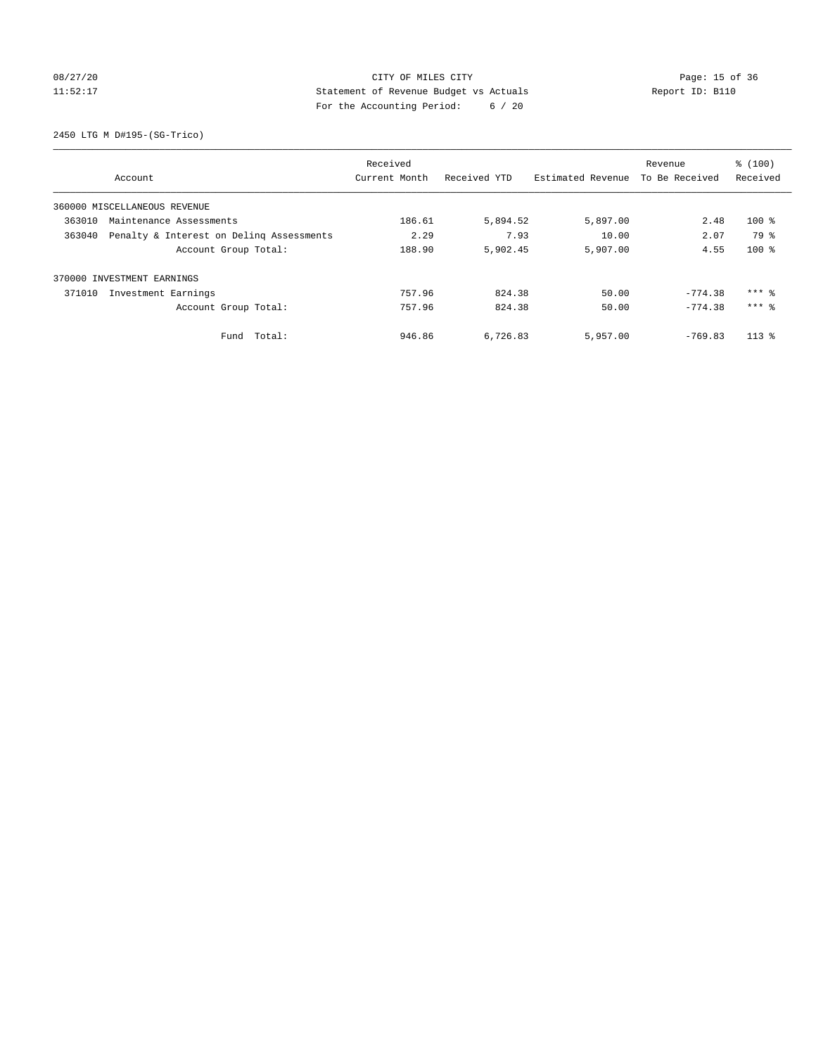CITY OF MILES CITY
Statement of Revenue Budget vs Actuals
For the Accounting Period: 6 / 20

08/27/20
11:52:17

Report ID: B110

2450 LTG M D#195-(SG-Trico)

| Account | Received Current Month | Received YTD | Estimated Revenue | Revenue To Be Received | % (100) Received |
|---|---|---|---|---|---|
| 360000 MISCELLANEOUS REVENUE | | | | | |
| 363010 Maintenance Assessments | 186.61 | 5,894.52 | 5,897.00 | 2.48 | 100 % |
| 363040 Penalty & Interest on Delinq Assessments | 2.29 | 7.93 | 10.00 | 2.07 | 79 % |
| Account Group Total: | 188.90 | 5,902.45 | 5,907.00 | 4.55 | 100 % |
| 370000 INVESTMENT EARNINGS | | | | | |
| 371010 Investment Earnings | 757.96 | 824.38 | 50.00 | -774.38 | *** % |
| Account Group Total: | 757.96 | 824.38 | 50.00 | -774.38 | *** % |
| Fund Total: | 946.86 | 6,726.83 | 5,957.00 | -769.83 | 113 % |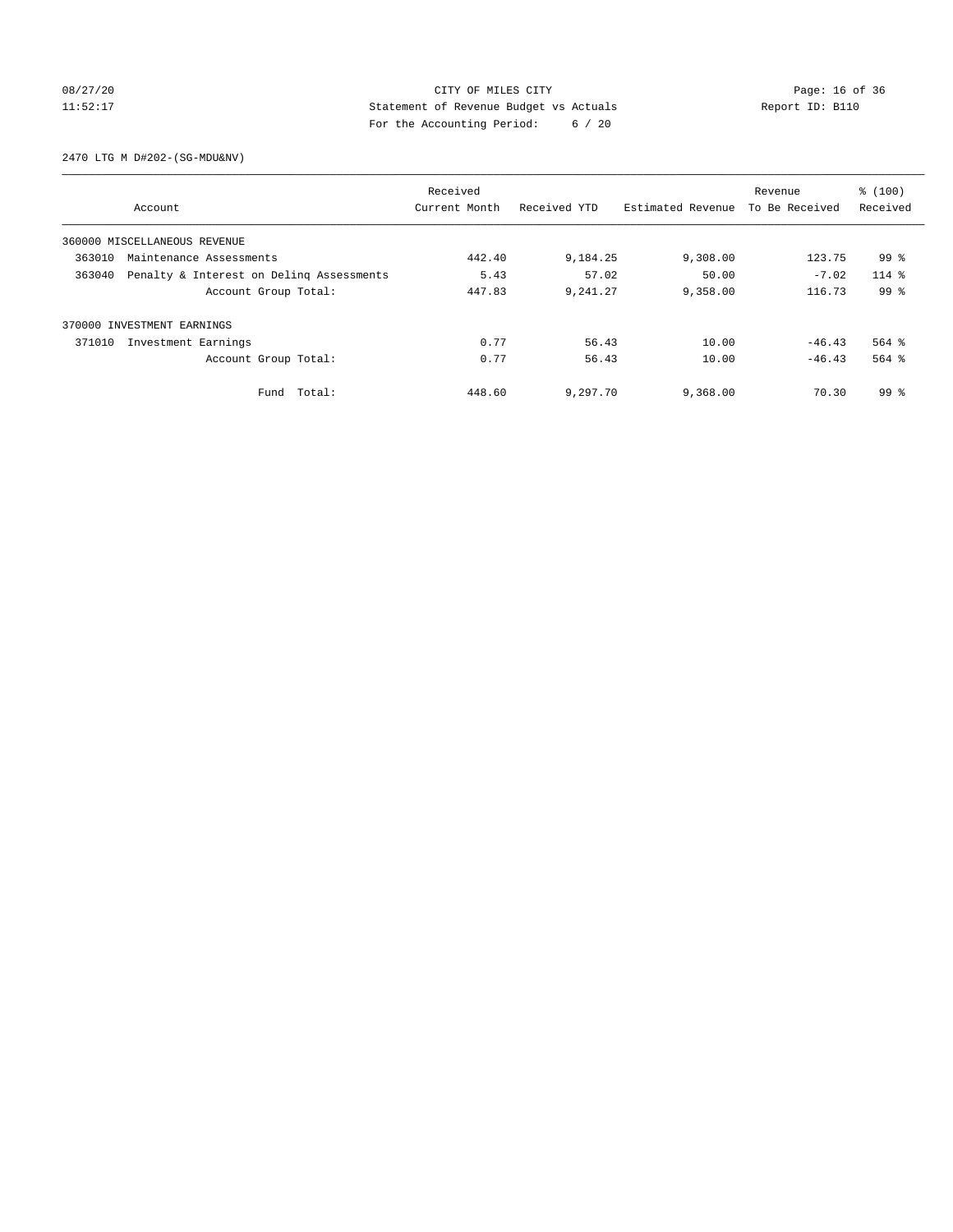CITY OF MILES CITY

Statement of Revenue Budget vs Actuals

For the Accounting Period: 6 / 20

08/27/20
11:52:17

Report ID: B110

2470 LTG M D#202-(SG-MDU&NV)

| Account | Received Current Month | Received YTD | Estimated Revenue | Revenue To Be Received | % (100) Received |
|---|---|---|---|---|---|
| 360000 MISCELLANEOUS REVENUE | | | | | |
| 363010 Maintenance Assessments | 442.40 | 9,184.25 | 9,308.00 | 123.75 | 99 % |
| 363040 Penalty & Interest on Delinq Assessments | 5.43 | 57.02 | 50.00 | -7.02 | 114 % |
| Account Group Total: | 447.83 | 9,241.27 | 9,358.00 | 116.73 | 99 % |
| 370000 INVESTMENT EARNINGS | | | | | |
| 371010 Investment Earnings | 0.77 | 56.43 | 10.00 | -46.43 | 564 % |
| Account Group Total: | 0.77 | 56.43 | 10.00 | -46.43 | 564 % |
| Fund Total: | 448.60 | 9,297.70 | 9,368.00 | 70.30 | 99 % |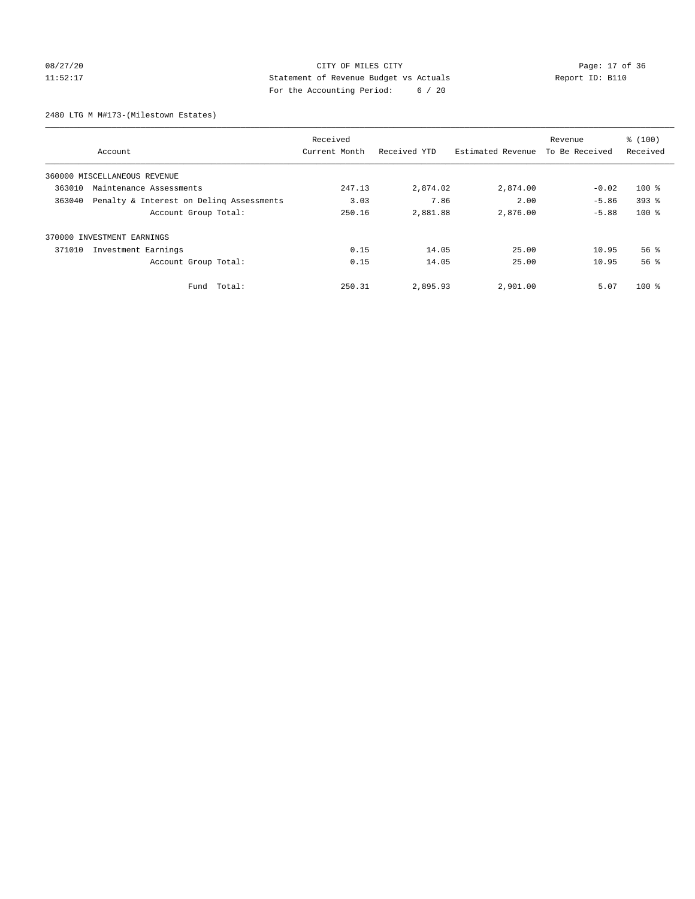CITY OF MILES CITY
Statement of Revenue Budget vs Actuals
For the Accounting Period: 6 / 20

08/27/20
11:52:17

Report ID: B110

2480 LTG M M#173-(Milestown Estates)

| Account | Received Current Month | Received YTD | Estimated Revenue | Revenue To Be Received | % (100) Received |
|---|---|---|---|---|---|
| 360000 MISCELLANEOUS REVENUE | | | | | |
| 363010 Maintenance Assessments | 247.13 | 2,874.02 | 2,874.00 | -0.02 | 100 % |
| 363040 Penalty & Interest on Delinq Assessments | 3.03 | 7.86 | 2.00 | -5.86 | 393 % |
| Account Group Total: | 250.16 | 2,881.88 | 2,876.00 | -5.88 | 100 % |
| 370000 INVESTMENT EARNINGS | | | | | |
| 371010 Investment Earnings | 0.15 | 14.05 | 25.00 | 10.95 | 56 % |
| Account Group Total: | 0.15 | 14.05 | 25.00 | 10.95 | 56 % |
| Fund Total: | 250.31 | 2,895.93 | 2,901.00 | 5.07 | 100 % |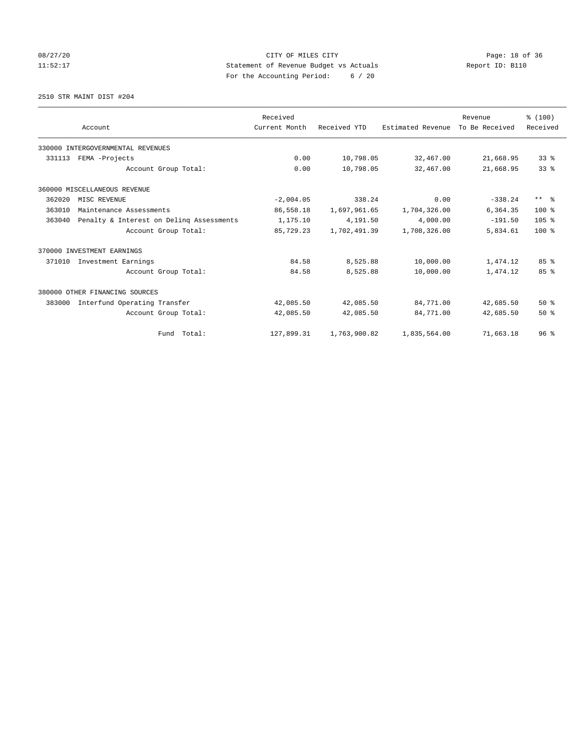CITY OF MILES CITY
Statement of Revenue Budget vs Actuals
For the Accounting Period: 6 / 20

08/27/20 11:52:17 Report ID: B110

2510 STR MAINT DIST #204

| Account | Received Current Month | Received YTD | Estimated Revenue | Revenue To Be Received | % (100) Received |
|---|---|---|---|---|---|
| 330000 INTERGOVERNMENTAL REVENUES | | | | | |
| 331113 FEMA -Projects | 0.00 | 10,798.05 | 32,467.00 | 21,668.95 | 33 % |
| Account Group Total: | 0.00 | 10,798.05 | 32,467.00 | 21,668.95 | 33 % |
| 360000 MISCELLANEOUS REVENUE | | | | | |
| 362020 MISC REVENUE | -2,004.05 | 338.24 | 0.00 | -338.24 | ** % |
| 363010 Maintenance Assessments | 86,558.18 | 1,697,961.65 | 1,704,326.00 | 6,364.35 | 100 % |
| 363040 Penalty & Interest on Delinq Assessments | 1,175.10 | 4,191.50 | 4,000.00 | -191.50 | 105 % |
| Account Group Total: | 85,729.23 | 1,702,491.39 | 1,708,326.00 | 5,834.61 | 100 % |
| 370000 INVESTMENT EARNINGS | | | | | |
| 371010 Investment Earnings | 84.58 | 8,525.88 | 10,000.00 | 1,474.12 | 85 % |
| Account Group Total: | 84.58 | 8,525.88 | 10,000.00 | 1,474.12 | 85 % |
| 380000 OTHER FINANCING SOURCES | | | | | |
| 383000 Interfund Operating Transfer | 42,085.50 | 42,085.50 | 84,771.00 | 42,685.50 | 50 % |
| Account Group Total: | 42,085.50 | 42,085.50 | 84,771.00 | 42,685.50 | 50 % |
| Fund Total: | 127,899.31 | 1,763,900.82 | 1,835,564.00 | 71,663.18 | 96 % |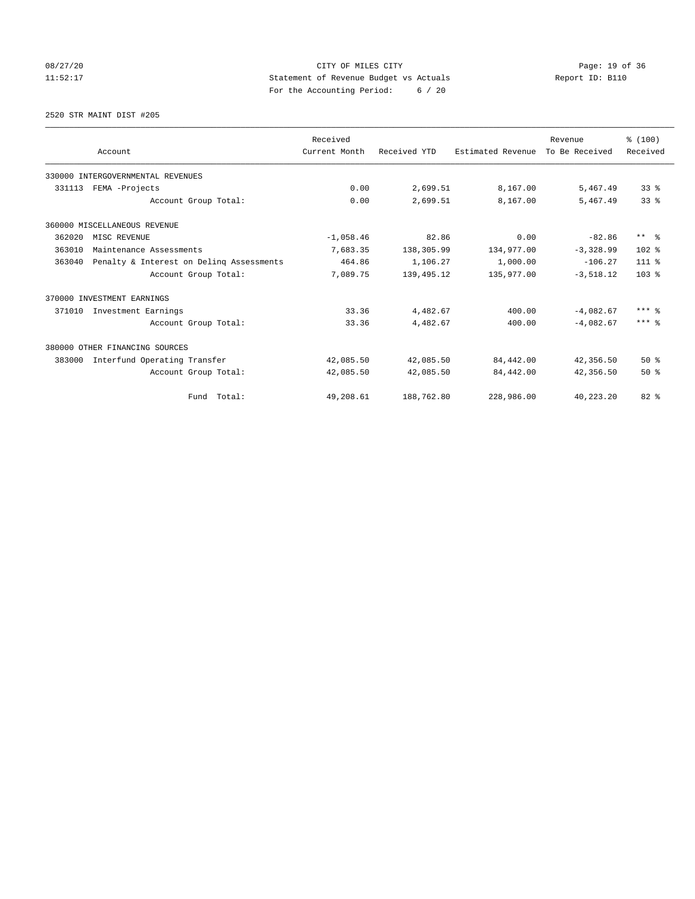CITY OF MILES CITY
Statement of Revenue Budget vs Actuals
For the Accounting Period: 6 / 20

08/27/20
11:52:17

Report ID: B110

2520 STR MAINT DIST #205

| Account | Received Current Month | Received YTD | Estimated Revenue | Revenue To Be Received | % (100) Received |
|---|---|---|---|---|---|
| 330000 INTERGOVERNMENTAL REVENUES | | | | | |
| 331113 FEMA -Projects | 0.00 | 2,699.51 | 8,167.00 | 5,467.49 | 33 % |
| Account Group Total: | 0.00 | 2,699.51 | 8,167.00 | 5,467.49 | 33 % |
| 360000 MISCELLANEOUS REVENUE | | | | | |
| 362020 MISC REVENUE | -1,058.46 | 82.86 | 0.00 | -82.86 | ** % |
| 363010 Maintenance Assessments | 7,683.35 | 138,305.99 | 134,977.00 | -3,328.99 | 102 % |
| 363040 Penalty & Interest on Delinq Assessments | 464.86 | 1,106.27 | 1,000.00 | -106.27 | 111 % |
| Account Group Total: | 7,089.75 | 139,495.12 | 135,977.00 | -3,518.12 | 103 % |
| 370000 INVESTMENT EARNINGS | | | | | |
| 371010 Investment Earnings | 33.36 | 4,482.67 | 400.00 | -4,082.67 | *** % |
| Account Group Total: | 33.36 | 4,482.67 | 400.00 | -4,082.67 | *** % |
| 380000 OTHER FINANCING SOURCES | | | | | |
| 383000 Interfund Operating Transfer | 42,085.50 | 42,085.50 | 84,442.00 | 42,356.50 | 50 % |
| Account Group Total: | 42,085.50 | 42,085.50 | 84,442.00 | 42,356.50 | 50 % |
| Fund Total: | 49,208.61 | 188,762.80 | 228,986.00 | 40,223.20 | 82 % |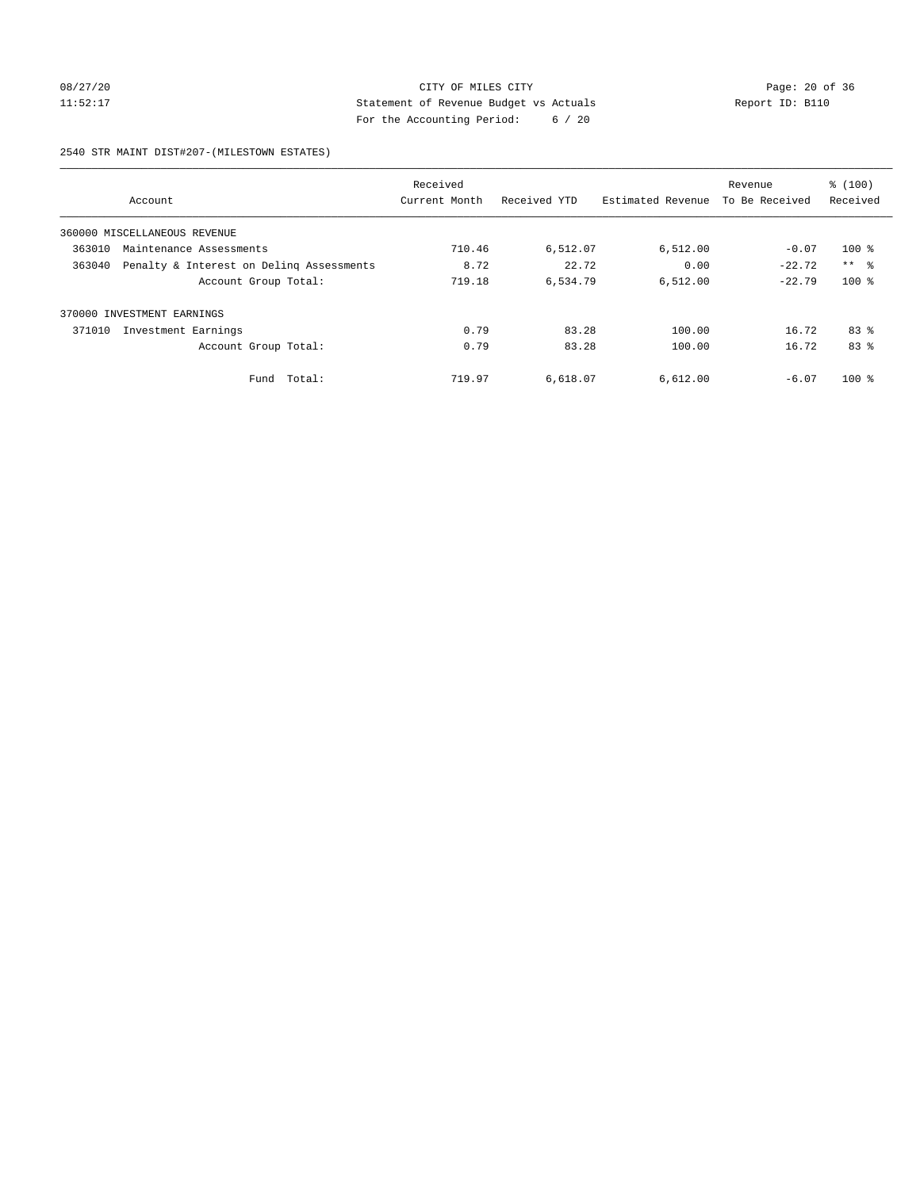CITY OF MILES CITY
Statement of Revenue Budget vs Actuals
For the Accounting Period: 6 / 20

08/27/20
11:52:17

Report ID: B110

2540 STR MAINT DIST#207-(MILESTOWN ESTATES)

| Account | Received Current Month | Received YTD | Estimated Revenue | Revenue To Be Received | % (100) Received |
|---|---|---|---|---|---|
| 360000 MISCELLANEOUS REVENUE | | | | | |
| 363010 Maintenance Assessments | 710.46 | 6,512.07 | 6,512.00 | -0.07 | 100 % |
| 363040 Penalty & Interest on Delinq Assessments | 8.72 | 22.72 | 0.00 | -22.72 | ** % |
| Account Group Total: | 719.18 | 6,534.79 | 6,512.00 | -22.79 | 100 % |
| 370000 INVESTMENT EARNINGS | | | | | |
| 371010 Investment Earnings | 0.79 | 83.28 | 100.00 | 16.72 | 83 % |
| Account Group Total: | 0.79 | 83.28 | 100.00 | 16.72 | 83 % |
| Fund Total: | 719.97 | 6,618.07 | 6,612.00 | -6.07 | 100 % |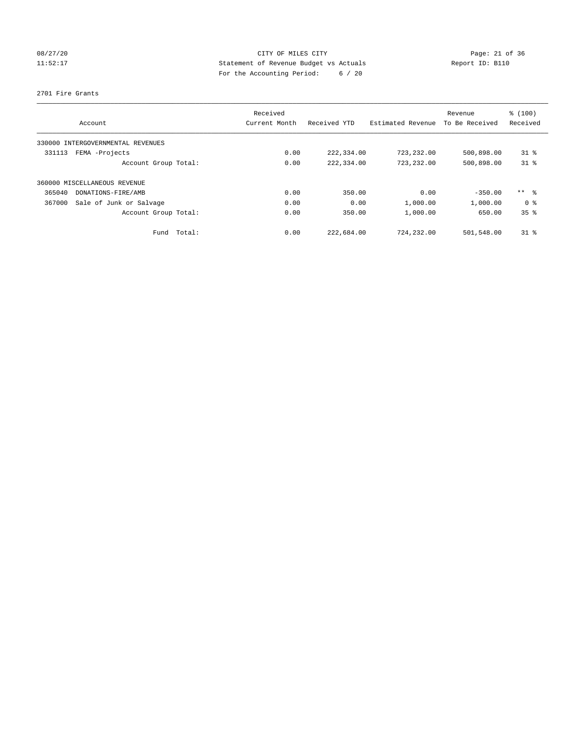CITY OF MILES CITY
Statement of Revenue Budget vs Actuals
For the Accounting Period: 6 / 20

08/27/20
11:52:17

Report ID: B110

2701 Fire Grants

| Account | Received Current Month | Received YTD | Estimated Revenue | Revenue To Be Received | % (100) Received |
|---|---|---|---|---|---|
| 330000 INTERGOVERNMENTAL REVENUES | | | | | |
| 331113 FEMA -Projects | 0.00 | 222,334.00 | 723,232.00 | 500,898.00 | 31 % |
| Account Group Total: | 0.00 | 222,334.00 | 723,232.00 | 500,898.00 | 31 % |
| 360000 MISCELLANEOUS REVENUE | | | | | |
| 365040 DONATIONS-FIRE/AMB | 0.00 | 350.00 | 0.00 | -350.00 | ** % |
| 367000 Sale of Junk or Salvage | 0.00 | 0.00 | 1,000.00 | 1,000.00 | 0 % |
| Account Group Total: | 0.00 | 350.00 | 1,000.00 | 650.00 | 35 % |
| Fund Total: | 0.00 | 222,684.00 | 724,232.00 | 501,548.00 | 31 % |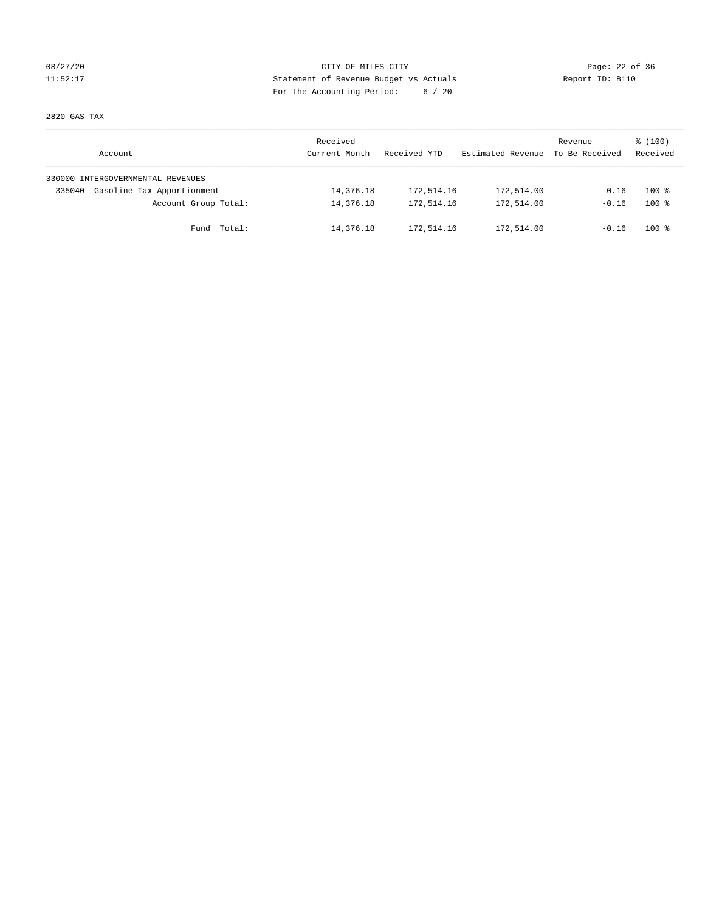CITY OF MILES CITY
Statement of Revenue Budget vs Actuals
For the Accounting Period: 6 / 20

08/27/20
11:52:17

Report ID: B110

2820 GAS TAX

| Account | Received Current Month | Received YTD | Estimated Revenue | Revenue To Be Received | % (100) Received |
|---|---|---|---|---|---|
| 330000 INTERGOVERNMENTAL REVENUES | | | | | |
| 335040 Gasoline Tax Apportionment | 14,376.18 | 172,514.16 | 172,514.00 | -0.16 | 100 % |
| Account Group Total: | 14,376.18 | 172,514.16 | 172,514.00 | -0.16 | 100 % |
| Fund Total: | 14,376.18 | 172,514.16 | 172,514.00 | -0.16 | 100 % |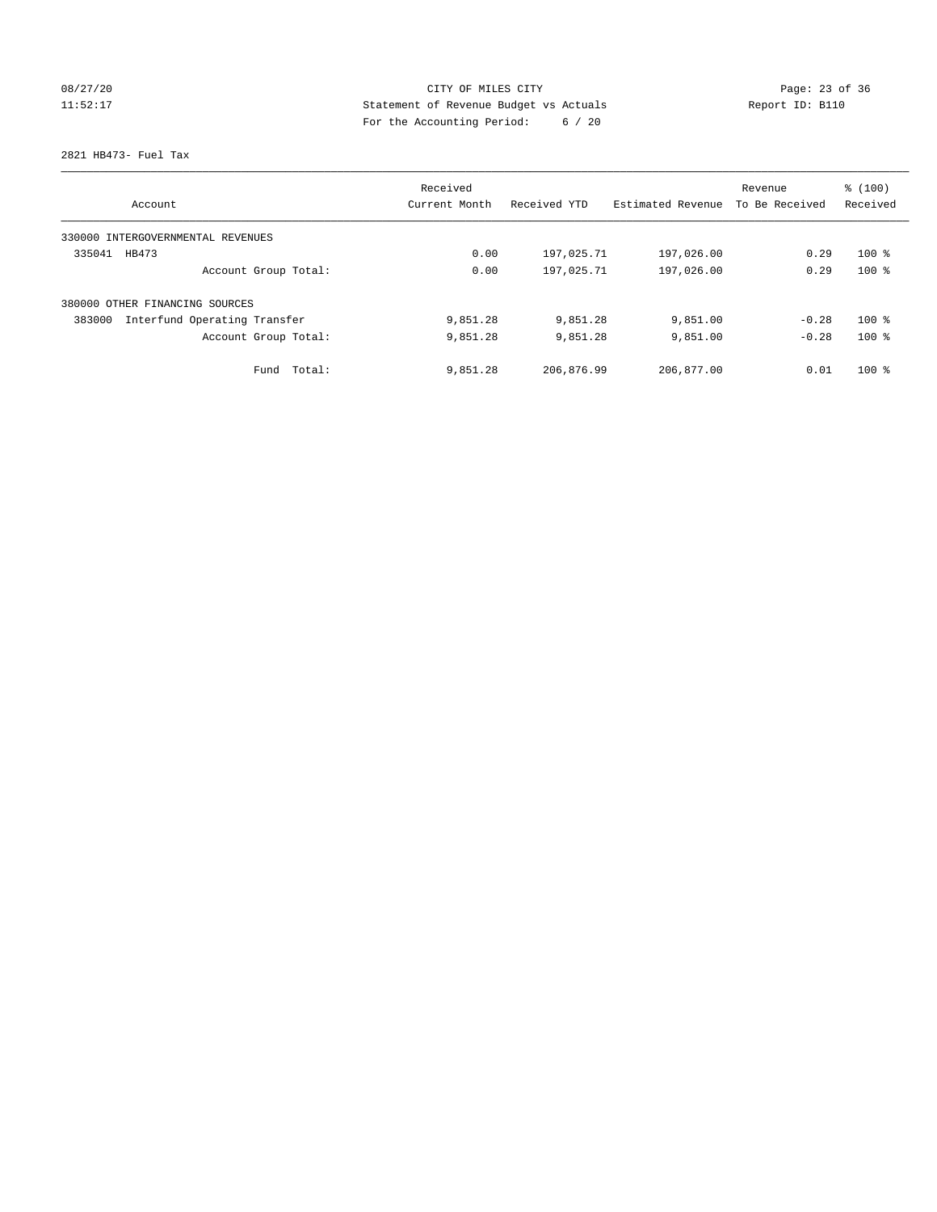CITY OF MILES CITY
Statement of Revenue Budget vs Actuals
For the Accounting Period: 6 / 20

08/27/20 11:52:17 Report ID: B110

2821 HB473- Fuel Tax

| Account | Received Current Month | Received YTD | Estimated Revenue | Revenue To Be Received | % (100) Received |
|---|---|---|---|---|---|
| 330000 INTERGOVERNMENTAL REVENUES | | | | | |
| 335041 HB473 | 0.00 | 197,025.71 | 197,026.00 | 0.29 | 100 % |
| Account Group Total: | 0.00 | 197,025.71 | 197,026.00 | 0.29 | 100 % |
| 380000 OTHER FINANCING SOURCES | | | | | |
| 383000 Interfund Operating Transfer | 9,851.28 | 9,851.28 | 9,851.00 | -0.28 | 100 % |
| Account Group Total: | 9,851.28 | 9,851.28 | 9,851.00 | -0.28 | 100 % |
| Fund Total: | 9,851.28 | 206,876.99 | 206,877.00 | 0.01 | 100 % |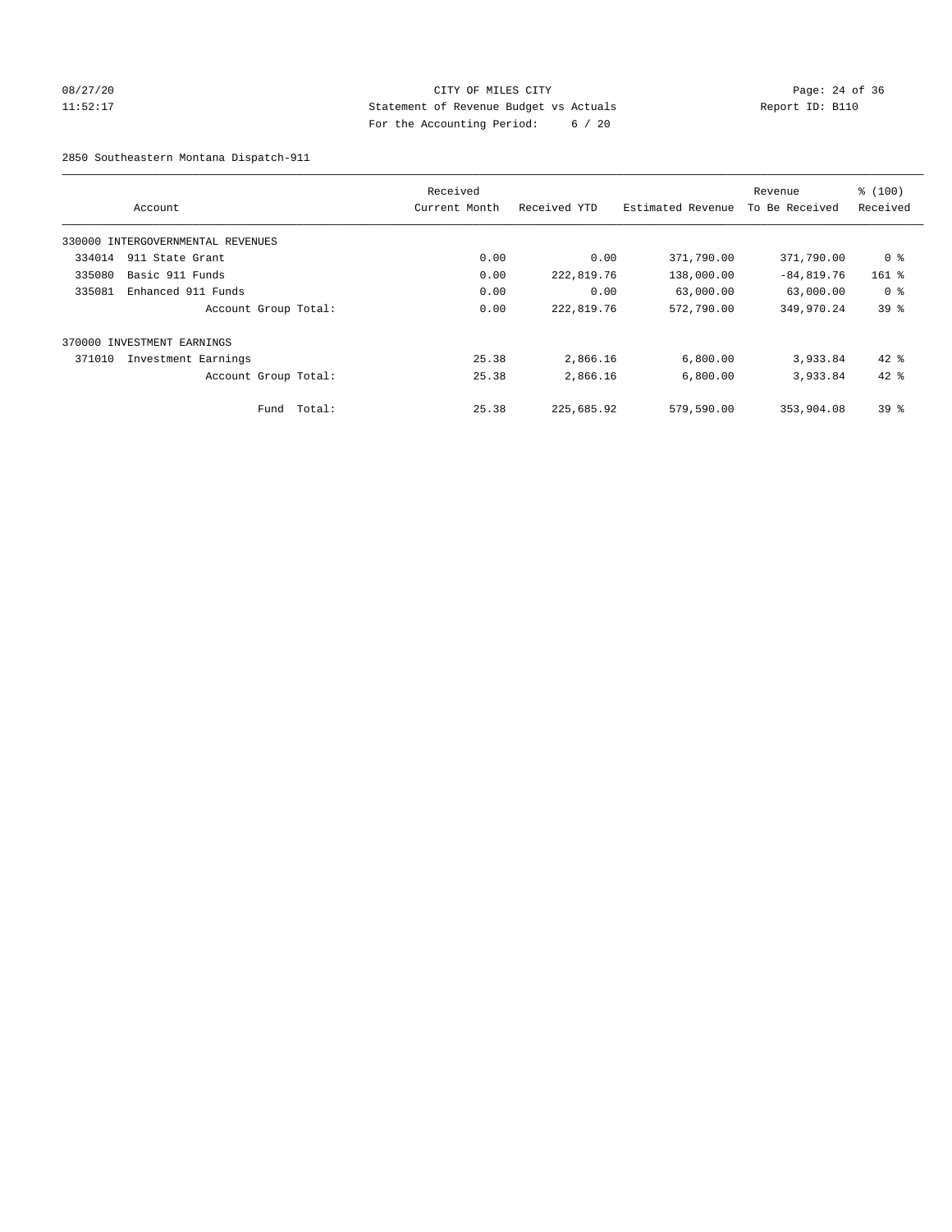CITY OF MILES CITY
Statement of Revenue Budget vs Actuals
For the Accounting Period: 6 / 20

08/27/20
11:52:17

Report ID: B110

2850 Southeastern Montana Dispatch-911

| Account | Received Current Month | Received YTD | Estimated Revenue | Revenue To Be Received | % (100) Received |
|---|---|---|---|---|---|
| 330000 INTERGOVERNMENTAL REVENUES | | | | | |
| 334014 911 State Grant | 0.00 | 0.00 | 371,790.00 | 371,790.00 | 0 % |
| 335080 Basic 911 Funds | 0.00 | 222,819.76 | 138,000.00 | -84,819.76 | 161 % |
| 335081 Enhanced 911 Funds | 0.00 | 0.00 | 63,000.00 | 63,000.00 | 0 % |
| Account Group Total: | 0.00 | 222,819.76 | 572,790.00 | 349,970.24 | 39 % |
| 370000 INVESTMENT EARNINGS | | | | | |
| 371010 Investment Earnings | 25.38 | 2,866.16 | 6,800.00 | 3,933.84 | 42 % |
| Account Group Total: | 25.38 | 2,866.16 | 6,800.00 | 3,933.84 | 42 % |
| Fund Total: | 25.38 | 225,685.92 | 579,590.00 | 353,904.08 | 39 % |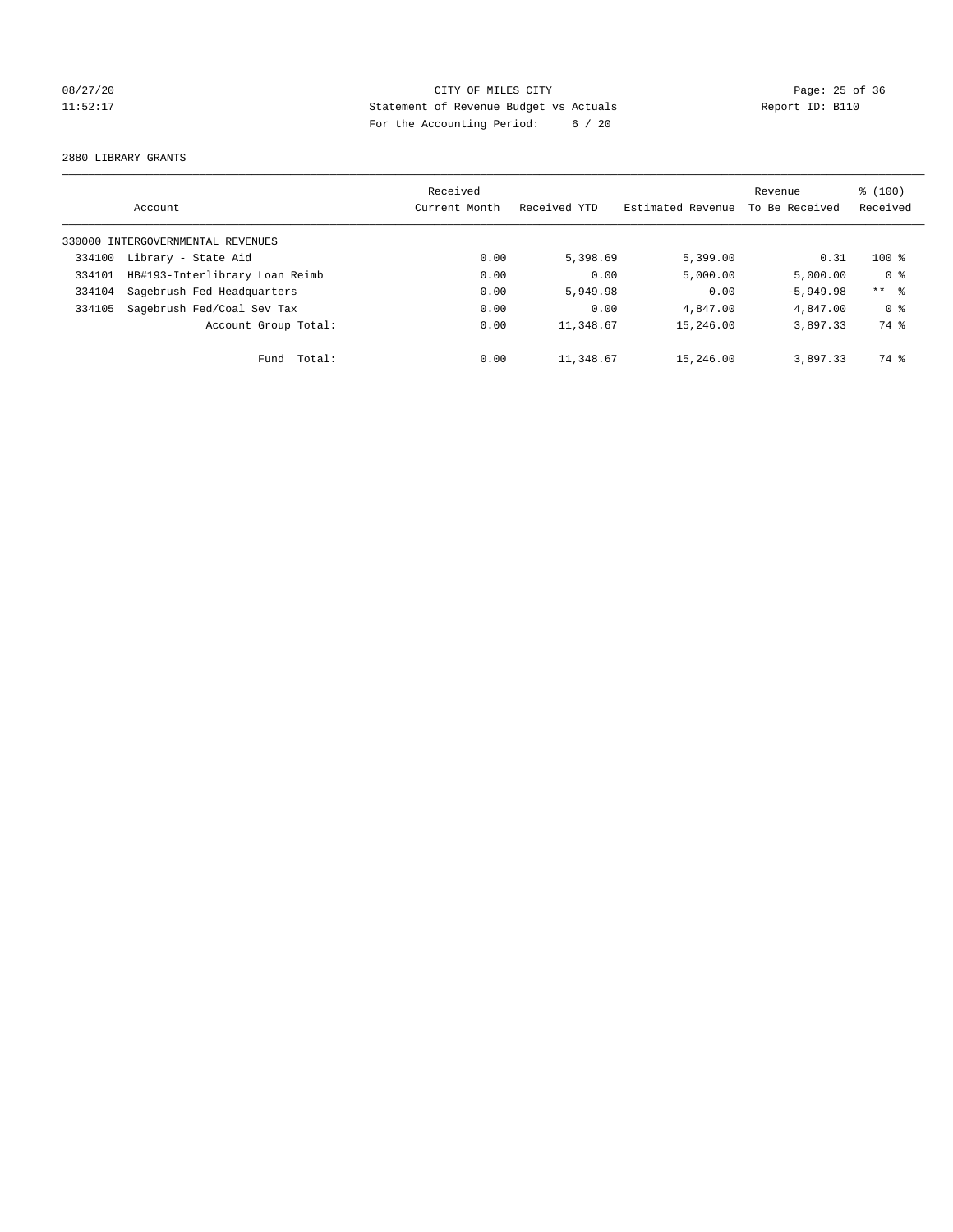CITY OF MILES CITY
Statement of Revenue Budget vs Actuals
For the Accounting Period: 6 / 20

08/27/20
11:52:17

Report ID: B110

2880 LIBRARY GRANTS

| Account | | Received Current Month | Received YTD | Estimated Revenue | Revenue To Be Received | % (100) Received |
|---|---|---|---|---|---|---|
| 330000 INTERGOVERNMENTAL REVENUES | | | | | | |
| 334100 | Library - State Aid | 0.00 | 5,398.69 | 5,399.00 | 0.31 | 100 % |
| 334101 | HB#193-Interlibrary Loan Reimb | 0.00 | 0.00 | 5,000.00 | 5,000.00 | 0 % |
| 334104 | Sagebrush Fed Headquarters | 0.00 | 5,949.98 | 0.00 | -5,949.98 | ** % |
| 334105 | Sagebrush Fed/Coal Sev Tax | 0.00 | 0.00 | 4,847.00 | 4,847.00 | 0 % |
| | Account Group Total: | 0.00 | 11,348.67 | 15,246.00 | 3,897.33 | 74 % |
| | Fund Total: | 0.00 | 11,348.67 | 15,246.00 | 3,897.33 | 74 % |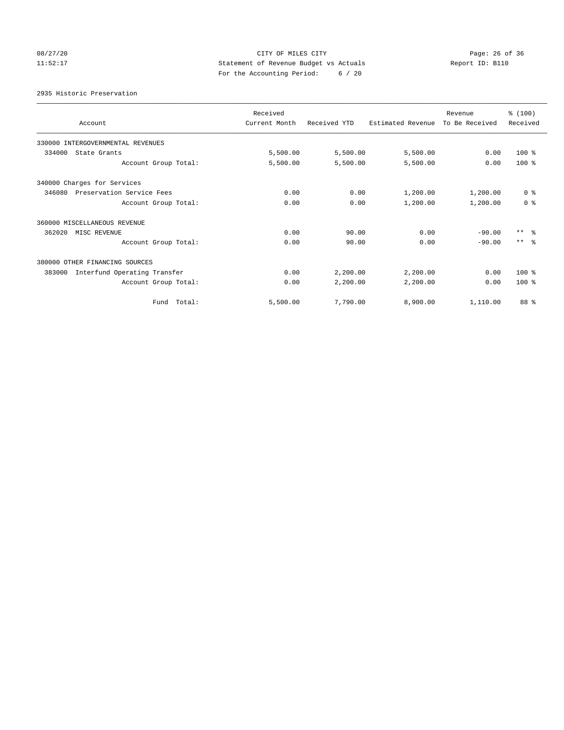08/27/20 CITY OF MILES CITY
11:52:17 Statement of Revenue Budget vs Actuals Report ID: B110
For the Accounting Period: 6 / 20

2935 Historic Preservation

| Account | Received Current Month | Received YTD | Estimated Revenue | Revenue To Be Received | % (100) Received |
|---|---|---|---|---|---|
| 330000 INTERGOVERNMENTAL REVENUES | | | | | |
| 334000 State Grants | 5,500.00 | 5,500.00 | 5,500.00 | 0.00 | 100 % |
| Account Group Total: | 5,500.00 | 5,500.00 | 5,500.00 | 0.00 | 100 % |
| 340000 Charges for Services | | | | | |
| 346080 Preservation Service Fees | 0.00 | 0.00 | 1,200.00 | 1,200.00 | 0 % |
| Account Group Total: | 0.00 | 0.00 | 1,200.00 | 1,200.00 | 0 % |
| 360000 MISCELLANEOUS REVENUE | | | | | |
| 362020 MISC REVENUE | 0.00 | 90.00 | 0.00 | -90.00 | ** % |
| Account Group Total: | 0.00 | 90.00 | 0.00 | -90.00 | ** % |
| 380000 OTHER FINANCING SOURCES | | | | | |
| 383000 Interfund Operating Transfer | 0.00 | 2,200.00 | 2,200.00 | 0.00 | 100 % |
| Account Group Total: | 0.00 | 2,200.00 | 2,200.00 | 0.00 | 100 % |
| Fund Total: | 5,500.00 | 7,790.00 | 8,900.00 | 1,110.00 | 88 % |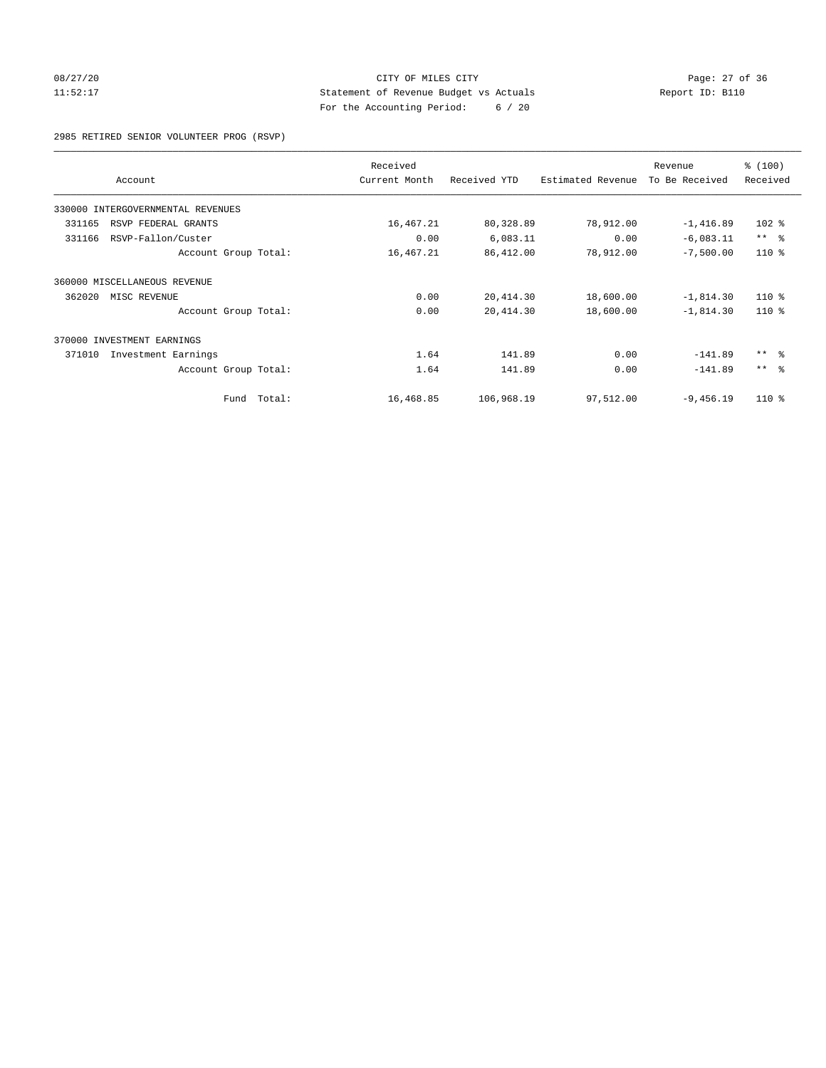CITY OF MILES CITY
Statement of Revenue Budget vs Actuals
For the Accounting Period: 6 / 20

08/27/20 11:52:17 Report ID: B110

2985 RETIRED SENIOR VOLUNTEER PROG (RSVP)

| Account | Received Current Month | Received YTD | Estimated Revenue | Revenue To Be Received | % (100) Received |
|---|---|---|---|---|---|
| 330000 INTERGOVERNMENTAL REVENUES | | | | | |
| 331165 RSVP FEDERAL GRANTS | 16,467.21 | 80,328.89 | 78,912.00 | -1,416.89 | 102 % |
| 331166 RSVP-Fallon/Custer | 0.00 | 6,083.11 | 0.00 | -6,083.11 | ** % |
| Account Group Total: | 16,467.21 | 86,412.00 | 78,912.00 | -7,500.00 | 110 % |
| 360000 MISCELLANEOUS REVENUE | | | | | |
| 362020 MISC REVENUE | 0.00 | 20,414.30 | 18,600.00 | -1,814.30 | 110 % |
| Account Group Total: | 0.00 | 20,414.30 | 18,600.00 | -1,814.30 | 110 % |
| 370000 INVESTMENT EARNINGS | | | | | |
| 371010 Investment Earnings | 1.64 | 141.89 | 0.00 | -141.89 | ** % |
| Account Group Total: | 1.64 | 141.89 | 0.00 | -141.89 | ** % |
| Fund Total: | 16,468.85 | 106,968.19 | 97,512.00 | -9,456.19 | 110 % |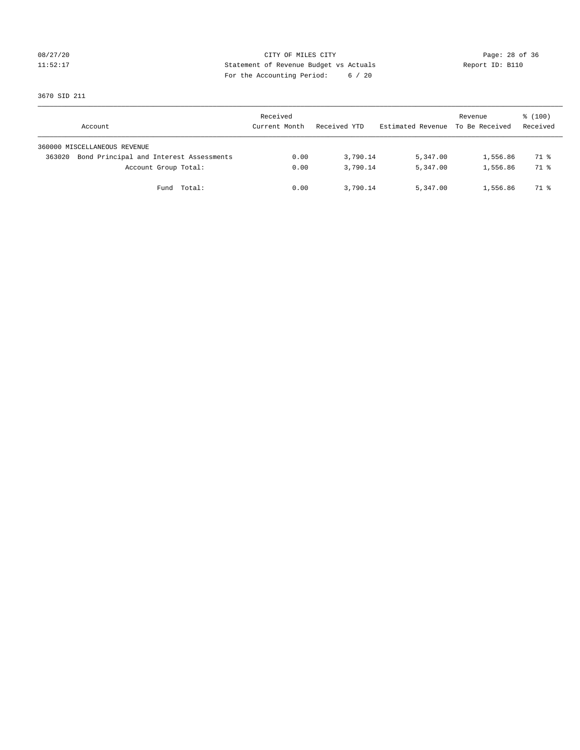CITY OF MILES CITY
Statement of Revenue Budget vs Actuals
For the Accounting Period: 6 / 20

08/27/20
11:52:17

Report ID: B110

3670 SID 211

| Account | Received Current Month | Received YTD | Estimated Revenue | Revenue To Be Received | % (100) Received |
|---|---|---|---|---|---|
| 360000 MISCELLANEOUS REVENUE | | | | | |
| 363020 Bond Principal and Interest Assessments | 0.00 | 3,790.14 | 5,347.00 | 1,556.86 | 71 % |
| Account Group Total: | 0.00 | 3,790.14 | 5,347.00 | 1,556.86 | 71 % |
| Fund Total: | 0.00 | 3,790.14 | 5,347.00 | 1,556.86 | 71 % |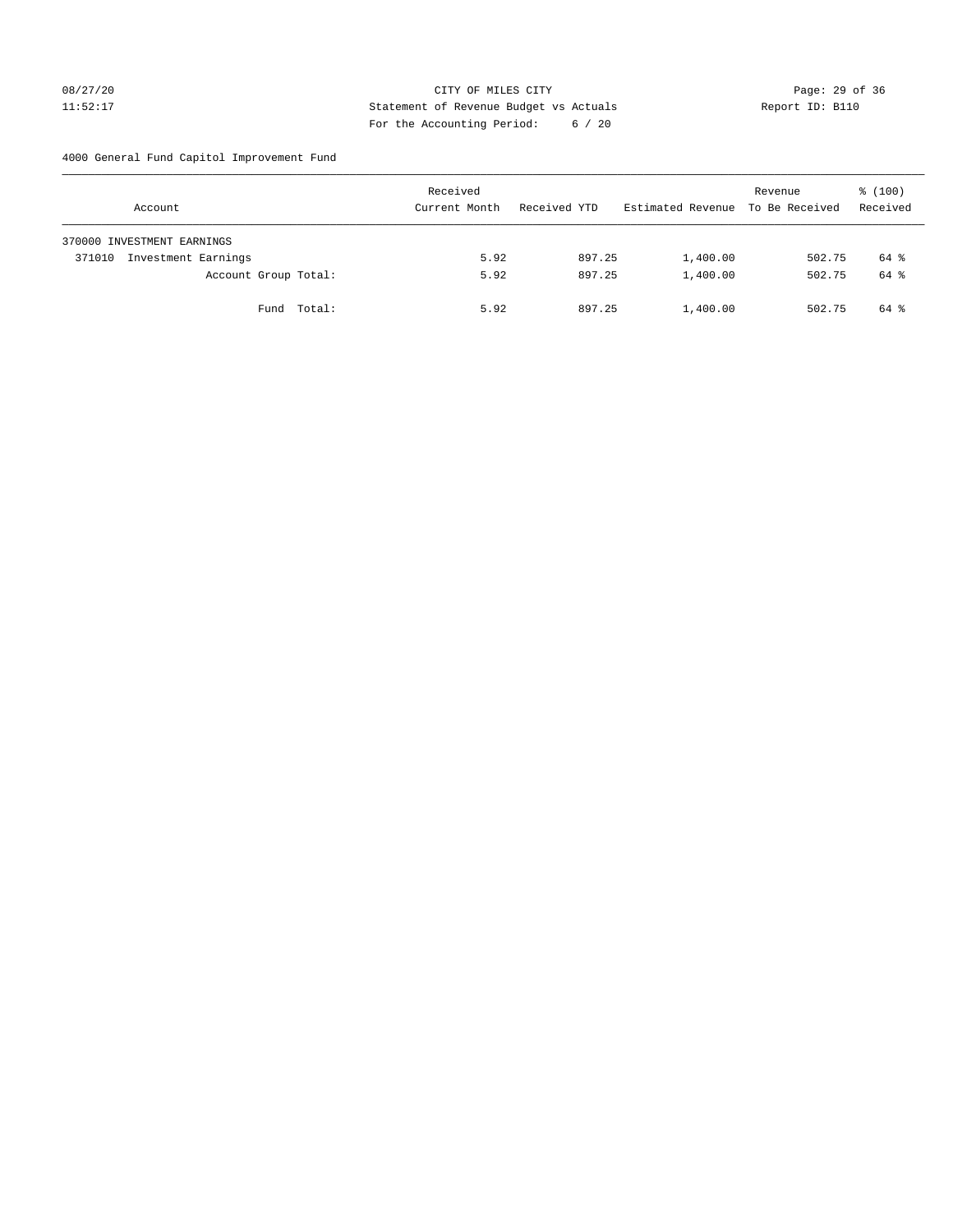CITY OF MILES CITY

Statement of Revenue Budget vs Actuals

For the Accounting Period: 6 / 20

08/27/20
11:52:17

Report ID: B110

4000 General Fund Capitol Improvement Fund

| Account | Received Current Month | Received YTD | Estimated Revenue | Revenue To Be Received | % (100) Received |
|---|---|---|---|---|---|
| 370000 INVESTMENT EARNINGS | | | | | |
| 371010 Investment Earnings | 5.92 | 897.25 | 1,400.00 | 502.75 | 64 % |
| Account Group Total: | 5.92 | 897.25 | 1,400.00 | 502.75 | 64 % |
| Fund Total: | 5.92 | 897.25 | 1,400.00 | 502.75 | 64 % |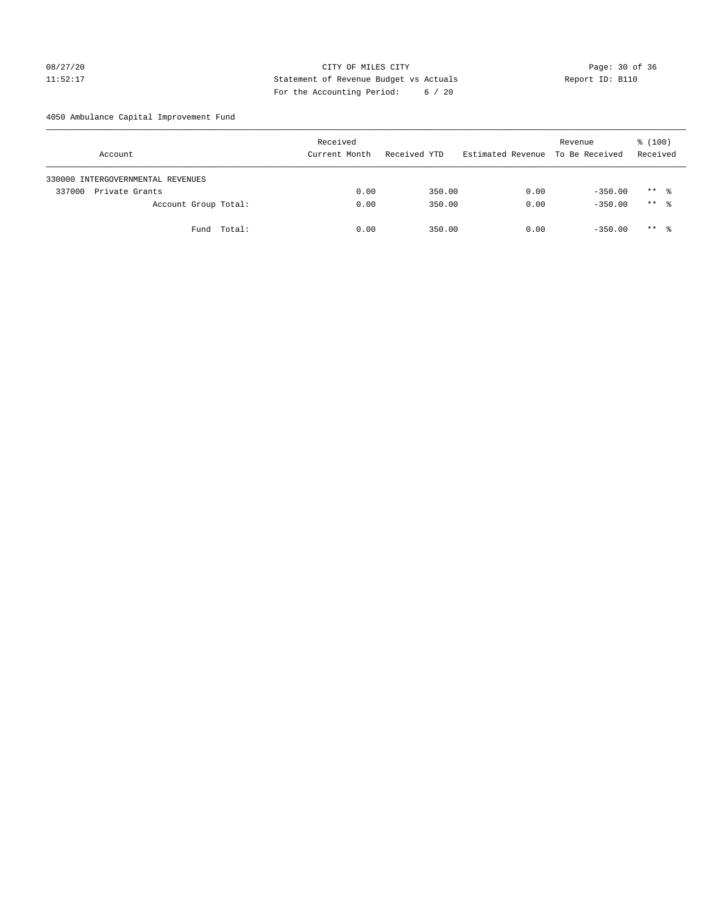CITY OF MILES CITY
Statement of Revenue Budget vs Actuals
For the Accounting Period: 6 / 20

08/27/20
11:52:17

Report ID: B110

4050 Ambulance Capital Improvement Fund

| Account | Received Current Month | Received YTD | Estimated Revenue | Revenue To Be Received | % (100) Received |
|---|---|---|---|---|---|
| 330000 INTERGOVERNMENTAL REVENUES | | | | | |
| 337000 Private Grants | 0.00 | 350.00 | 0.00 | -350.00 | ** % |
| Account Group Total: | 0.00 | 350.00 | 0.00 | -350.00 | ** % |
| Fund Total: | 0.00 | 350.00 | 0.00 | -350.00 | ** % |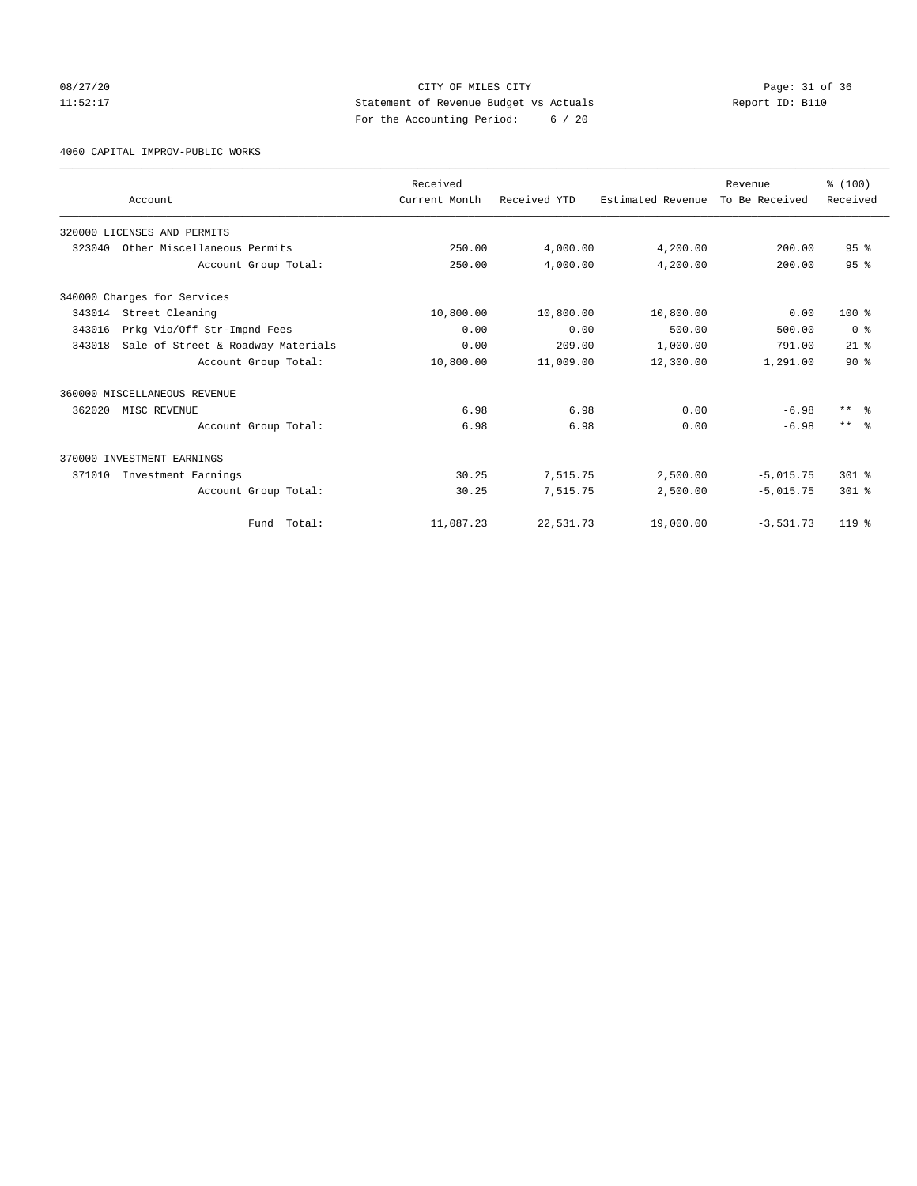CITY OF MILES CITY
Statement of Revenue Budget vs Actuals
For the Accounting Period: 6 / 20

08/27/20
11:52:17

Report ID: B110

4060 CAPITAL IMPROV-PUBLIC WORKS

| Account | Received Current Month | Received YTD | Estimated Revenue | Revenue To Be Received | % (100) Received |
|---|---|---|---|---|---|
| 320000 LICENSES AND PERMITS | | | | | |
| 323040 Other Miscellaneous Permits | 250.00 | 4,000.00 | 4,200.00 | 200.00 | 95 % |
| Account Group Total: | 250.00 | 4,000.00 | 4,200.00 | 200.00 | 95 % |
| 340000 Charges for Services | | | | | |
| 343014 Street Cleaning | 10,800.00 | 10,800.00 | 10,800.00 | 0.00 | 100 % |
| 343016 Prkg Vio/Off Str-Impnd Fees | 0.00 | 0.00 | 500.00 | 500.00 | 0 % |
| 343018 Sale of Street & Roadway Materials | 0.00 | 209.00 | 1,000.00 | 791.00 | 21 % |
| Account Group Total: | 10,800.00 | 11,009.00 | 12,300.00 | 1,291.00 | 90 % |
| 360000 MISCELLANEOUS REVENUE | | | | | |
| 362020 MISC REVENUE | 6.98 | 6.98 | 0.00 | -6.98 | ** % |
| Account Group Total: | 6.98 | 6.98 | 0.00 | -6.98 | ** % |
| 370000 INVESTMENT EARNINGS | | | | | |
| 371010 Investment Earnings | 30.25 | 7,515.75 | 2,500.00 | -5,015.75 | 301 % |
| Account Group Total: | 30.25 | 7,515.75 | 2,500.00 | -5,015.75 | 301 % |
| Fund Total: | 11,087.23 | 22,531.73 | 19,000.00 | -3,531.73 | 119 % |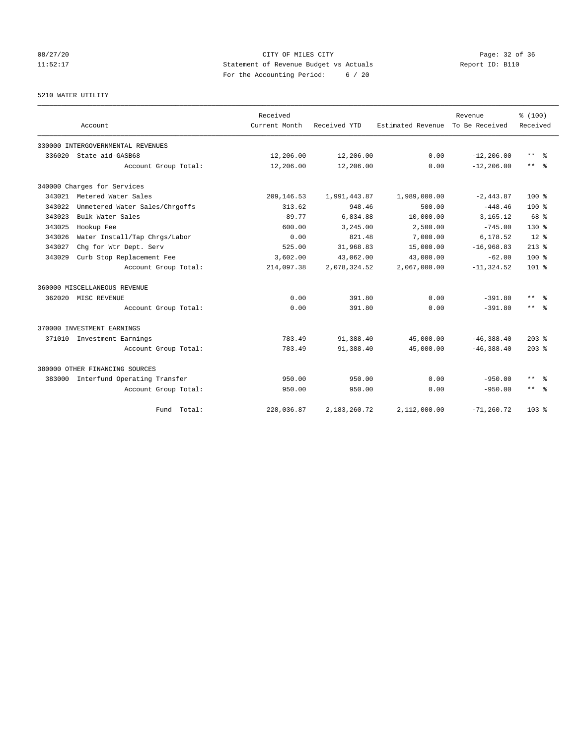CITY OF MILES CITY
Statement of Revenue Budget vs Actuals
For the Accounting Period: 6 / 20

Report ID: B110

08/27/20
11:52:17

5210 WATER UTILITY

| Account | Received Current Month | Received YTD | Estimated Revenue | Revenue To Be Received | % (100) Received |
|---|---|---|---|---|---|
| 330000 INTERGOVERNMENTAL REVENUES | | | | | |
| 336020 State aid-GASB68 | 12,206.00 | 12,206.00 | 0.00 | -12,206.00 | ** % |
| Account Group Total: | 12,206.00 | 12,206.00 | 0.00 | -12,206.00 | ** % |
| 340000 Charges for Services | | | | | |
| 343021 Metered Water Sales | 209,146.53 | 1,991,443.87 | 1,989,000.00 | -2,443.87 | 100 % |
| 343022 Unmetered Water Sales/Chrgoffs | 313.62 | 948.46 | 500.00 | -448.46 | 190 % |
| 343023 Bulk Water Sales | -89.77 | 6,834.88 | 10,000.00 | 3,165.12 | 68 % |
| 343025 Hookup Fee | 600.00 | 3,245.00 | 2,500.00 | -745.00 | 130 % |
| 343026 Water Install/Tap Chrgs/Labor | 0.00 | 821.48 | 7,000.00 | 6,178.52 | 12 % |
| 343027 Chg for Wtr Dept. Serv | 525.00 | 31,968.83 | 15,000.00 | -16,968.83 | 213 % |
| 343029 Curb Stop Replacement Fee | 3,602.00 | 43,062.00 | 43,000.00 | -62.00 | 100 % |
| Account Group Total: | 214,097.38 | 2,078,324.52 | 2,067,000.00 | -11,324.52 | 101 % |
| 360000 MISCELLANEOUS REVENUE | | | | | |
| 362020 MISC REVENUE | 0.00 | 391.80 | 0.00 | -391.80 | ** % |
| Account Group Total: | 0.00 | 391.80 | 0.00 | -391.80 | ** % |
| 370000 INVESTMENT EARNINGS | | | | | |
| 371010 Investment Earnings | 783.49 | 91,388.40 | 45,000.00 | -46,388.40 | 203 % |
| Account Group Total: | 783.49 | 91,388.40 | 45,000.00 | -46,388.40 | 203 % |
| 380000 OTHER FINANCING SOURCES | | | | | |
| 383000 Interfund Operating Transfer | 950.00 | 950.00 | 0.00 | -950.00 | ** % |
| Account Group Total: | 950.00 | 950.00 | 0.00 | -950.00 | ** % |
| Fund Total: | 228,036.87 | 2,183,260.72 | 2,112,000.00 | -71,260.72 | 103 % |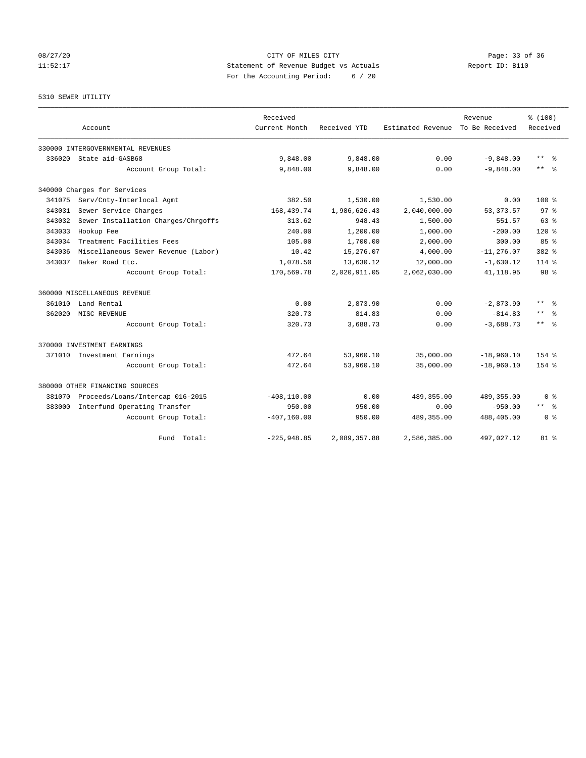CITY OF MILES CITY
Statement of Revenue Budget vs Actuals
For the Accounting Period: 6 / 20

08/27/20
11:52:17

Report ID: B110

5310 SEWER UTILITY

| Account | Received Current Month | Received YTD | Estimated Revenue | Revenue To Be Received | % (100) Received |
|---|---|---|---|---|---|
| 330000 INTERGOVERNMENTAL REVENUES | | | | | |
| 336020 State aid-GASB68 | 9,848.00 | 9,848.00 | 0.00 | -9,848.00 | ** % |
| Account Group Total: | 9,848.00 | 9,848.00 | 0.00 | -9,848.00 | ** % |
| 340000 Charges for Services | | | | | |
| 341075 Serv/Cnty-Interlocal Agmt | 382.50 | 1,530.00 | 1,530.00 | 0.00 | 100 % |
| 343031 Sewer Service Charges | 168,439.74 | 1,986,626.43 | 2,040,000.00 | 53,373.57 | 97 % |
| 343032 Sewer Installation Charges/Chrgoffs | 313.62 | 948.43 | 1,500.00 | 551.57 | 63 % |
| 343033 Hookup Fee | 240.00 | 1,200.00 | 1,000.00 | -200.00 | 120 % |
| 343034 Treatment Facilities Fees | 105.00 | 1,700.00 | 2,000.00 | 300.00 | 85 % |
| 343036 Miscellaneous Sewer Revenue (Labor) | 10.42 | 15,276.07 | 4,000.00 | -11,276.07 | 382 % |
| 343037 Baker Road Etc. | 1,078.50 | 13,630.12 | 12,000.00 | -1,630.12 | 114 % |
| Account Group Total: | 170,569.78 | 2,020,911.05 | 2,062,030.00 | 41,118.95 | 98 % |
| 360000 MISCELLANEOUS REVENUE | | | | | |
| 361010 Land Rental | 0.00 | 2,873.90 | 0.00 | -2,873.90 | ** % |
| 362020 MISC REVENUE | 320.73 | 814.83 | 0.00 | -814.83 | ** % |
| Account Group Total: | 320.73 | 3,688.73 | 0.00 | -3,688.73 | ** % |
| 370000 INVESTMENT EARNINGS | | | | | |
| 371010 Investment Earnings | 472.64 | 53,960.10 | 35,000.00 | -18,960.10 | 154 % |
| Account Group Total: | 472.64 | 53,960.10 | 35,000.00 | -18,960.10 | 154 % |
| 380000 OTHER FINANCING SOURCES | | | | | |
| 381070 Proceeds/Loans/Intercap 016-2015 | -408,110.00 | 0.00 | 489,355.00 | 489,355.00 | 0 % |
| 383000 Interfund Operating Transfer | 950.00 | 950.00 | 0.00 | -950.00 | ** % |
| Account Group Total: | -407,160.00 | 950.00 | 489,355.00 | 488,405.00 | 0 % |
| Fund Total: | -225,948.85 | 2,089,357.88 | 2,586,385.00 | 497,027.12 | 81 % |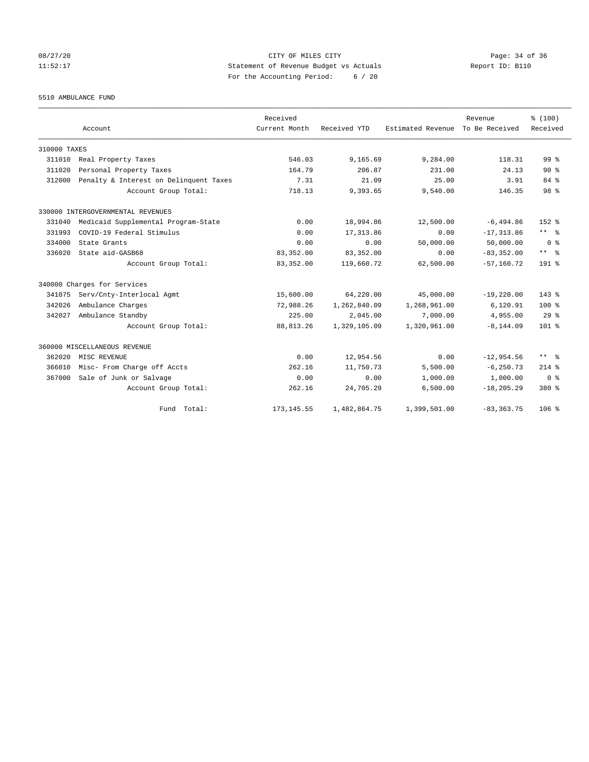# CITY OF MILES CITY

Statement of Revenue Budget vs Actuals

For the Accounting Period: 6 / 20

Report ID: B110

08/27/20 11:52:17

## 5510 AMBULANCE FUND

| Account | Received Current Month | Received YTD | Estimated Revenue | Revenue To Be Received | % (100) Received |
|---|---|---|---|---|---|
| **310000 TAXES** | | | | | |
| 311010 Real Property Taxes | 546.03 | 9,165.69 | 9,284.00 | 118.31 | 99 % |
| 311020 Personal Property Taxes | 164.79 | 206.87 | 231.00 | 24.13 | 90 % |
| 312000 Penalty & Interest on Delinquent Taxes | 7.31 | 21.09 | 25.00 | 3.91 | 84 % |
| Account Group Total: | 718.13 | 9,393.65 | 9,540.00 | 146.35 | 98 % |
| **330000 INTERGOVERNMENTAL REVENUES** | | | | | |
| 331040 Medicaid Supplemental Program-State | 0.00 | 18,994.86 | 12,500.00 | -6,494.86 | 152 % |
| 331993 COVID-19 Federal Stimulus | 0.00 | 17,313.86 | 0.00 | -17,313.86 | ** % |
| 334000 State Grants | 0.00 | 0.00 | 50,000.00 | 50,000.00 | 0 % |
| 336020 State aid-GASB68 | 83,352.00 | 83,352.00 | 0.00 | -83,352.00 | ** % |
| Account Group Total: | 83,352.00 | 119,660.72 | 62,500.00 | -57,160.72 | 191 % |
| **340000 Charges for Services** | | | | | |
| 341075 Serv/Cnty-Interlocal Agmt | 15,600.00 | 64,220.00 | 45,000.00 | -19,220.00 | 143 % |
| 342026 Ambulance Charges | 72,988.26 | 1,262,840.09 | 1,268,961.00 | 6,120.91 | 100 % |
| 342027 Ambulance Standby | 225.00 | 2,045.00 | 7,000.00 | 4,955.00 | 29 % |
| Account Group Total: | 88,813.26 | 1,329,105.09 | 1,320,961.00 | -8,144.09 | 101 % |
| **360000 MISCELLANEOUS REVENUE** | | | | | |
| 362020 MISC REVENUE | 0.00 | 12,954.56 | 0.00 | -12,954.56 | ** % |
| 366010 Misc- From Charge off Accts | 262.16 | 11,750.73 | 5,500.00 | -6,250.73 | 214 % |
| 367000 Sale of Junk or Salvage | 0.00 | 0.00 | 1,000.00 | 1,000.00 | 0 % |
| Account Group Total: | 262.16 | 24,705.29 | 6,500.00 | -18,205.29 | 380 % |
| Fund Total: | 173,145.55 | 1,482,864.75 | 1,399,501.00 | -83,363.75 | 106 % |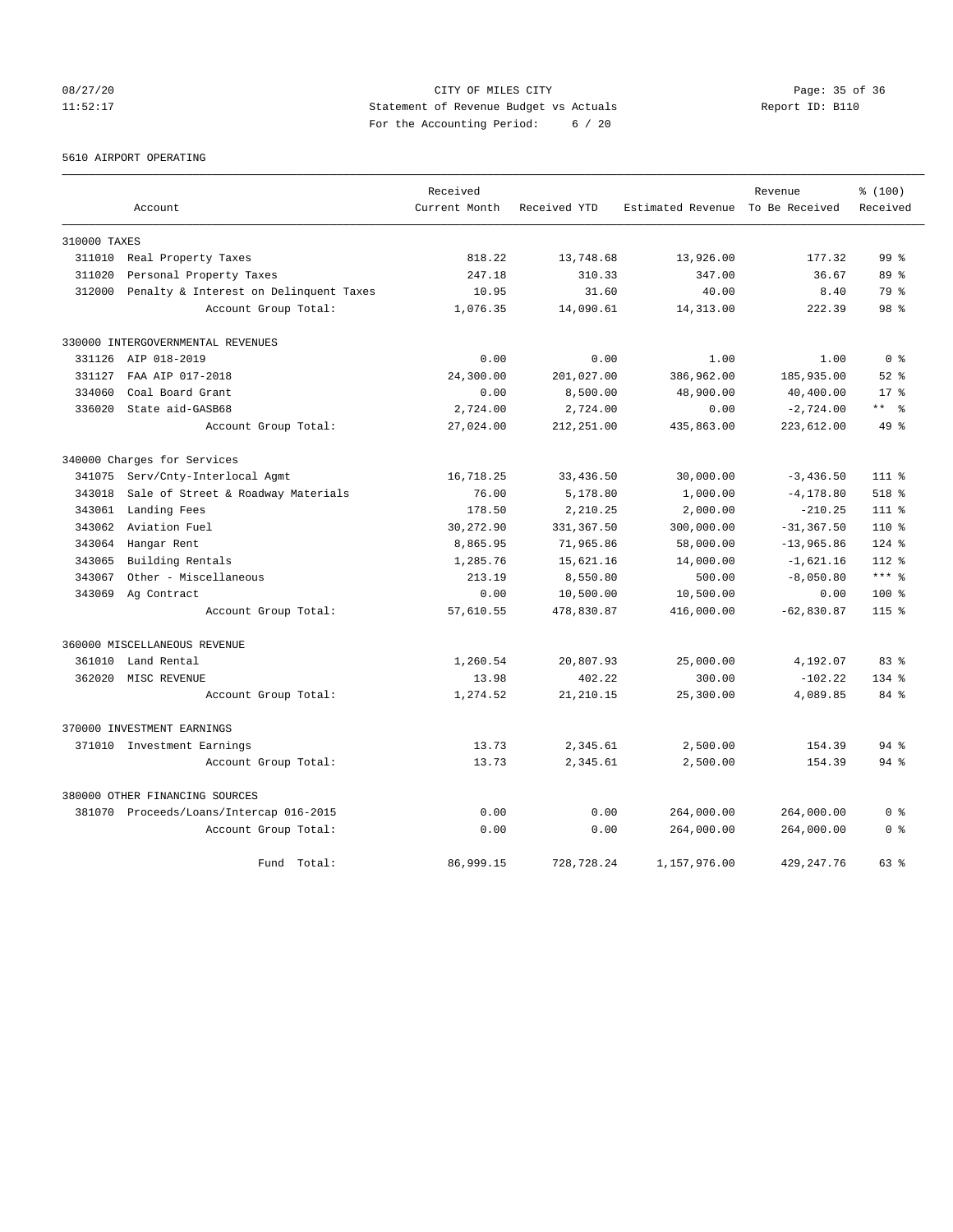CITY OF MILES CITY
Statement of Revenue Budget vs Actuals
For the Accounting Period: 6 / 20

08/27/20
11:52:17

Report ID: B110

5610 AIRPORT OPERATING

| Account | | Received Current Month | Received YTD | Estimated Revenue | Revenue To Be Received | % (100) Received |
|---|---|---|---|---|---|---|
| 310000 TAXES | | | | | | |
| 311010 | Real Property Taxes | 818.22 | 13,748.68 | 13,926.00 | 177.32 | 99 % |
| 311020 | Personal Property Taxes | 247.18 | 310.33 | 347.00 | 36.67 | 89 % |
| 312000 | Penalty & Interest on Delinquent Taxes | 10.95 | 31.60 | 40.00 | 8.40 | 79 % |
| | Account Group Total: | 1,076.35 | 14,090.61 | 14,313.00 | 222.39 | 98 % |
| 330000 INTERGOVERNMENTAL REVENUES | | | | | | |
| 331126 | AIP 018-2019 | 0.00 | 0.00 | 1.00 | 1.00 | 0 % |
| 331127 | FAA AIP 017-2018 | 24,300.00 | 201,027.00 | 386,962.00 | 185,935.00 | 52 % |
| 334060 | Coal Board Grant | 0.00 | 8,500.00 | 48,900.00 | 40,400.00 | 17 % |
| 336020 | State aid-GASB68 | 2,724.00 | 2,724.00 | 0.00 | -2,724.00 | ** % |
| | Account Group Total: | 27,024.00 | 212,251.00 | 435,863.00 | 223,612.00 | 49 % |
| 340000 Charges for Services | | | | | | |
| 341075 | Serv/Cnty-Interlocal Agmt | 16,718.25 | 33,436.50 | 30,000.00 | -3,436.50 | 111 % |
| 343018 | Sale of Street & Roadway Materials | 76.00 | 5,178.80 | 1,000.00 | -4,178.80 | 518 % |
| 343061 | Landing Fees | 178.50 | 2,210.25 | 2,000.00 | -210.25 | 111 % |
| 343062 | Aviation Fuel | 30,272.90 | 331,367.50 | 300,000.00 | -31,367.50 | 110 % |
| 343064 | Hangar Rent | 8,865.95 | 71,965.86 | 58,000.00 | -13,965.86 | 124 % |
| 343065 | Building Rentals | 1,285.76 | 15,621.16 | 14,000.00 | -1,621.16 | 112 % |
| 343067 | Other - Miscellaneous | 213.19 | 8,550.80 | 500.00 | -8,050.80 | *** % |
| 343069 | Ag Contract | 0.00 | 10,500.00 | 10,500.00 | 0.00 | 100 % |
| | Account Group Total: | 57,610.55 | 478,830.87 | 416,000.00 | -62,830.87 | 115 % |
| 360000 MISCELLANEOUS REVENUE | | | | | | |
| 361010 | Land Rental | 1,260.54 | 20,807.93 | 25,000.00 | 4,192.07 | 83 % |
| 362020 | MISC REVENUE | 13.98 | 402.22 | 300.00 | -102.22 | 134 % |
| | Account Group Total: | 1,274.52 | 21,210.15 | 25,300.00 | 4,089.85 | 84 % |
| 370000 INVESTMENT EARNINGS | | | | | | |
| 371010 | Investment Earnings | 13.73 | 2,345.61 | 2,500.00 | 154.39 | 94 % |
| | Account Group Total: | 13.73 | 2,345.61 | 2,500.00 | 154.39 | 94 % |
| 380000 OTHER FINANCING SOURCES | | | | | | |
| 381070 | Proceeds/Loans/Intercap 016-2015 | 0.00 | 0.00 | 264,000.00 | 264,000.00 | 0 % |
| | Account Group Total: | 0.00 | 0.00 | 264,000.00 | 264,000.00 | 0 % |
| | Fund Total: | 86,999.15 | 728,728.24 | 1,157,976.00 | 429,247.76 | 63 % |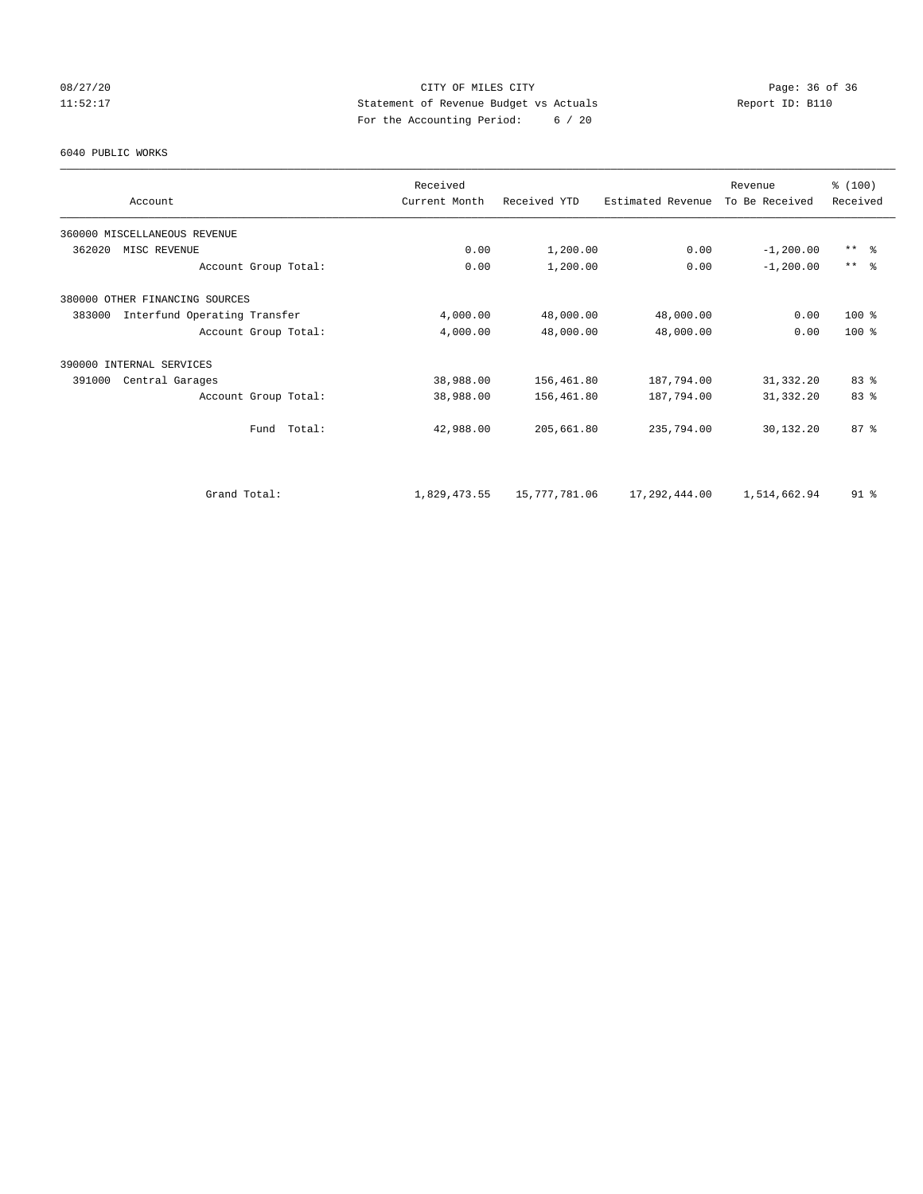CITY OF MILES CITY
Statement of Revenue Budget vs Actuals
For the Accounting Period: 6 / 20

08/27/20
11:52:17

Report ID: B110

6040 PUBLIC WORKS

| Account | Received Current Month | Received YTD | Estimated Revenue | Revenue To Be Received | % (100) Received |
|---|---|---|---|---|---|
| 360000 MISCELLANEOUS REVENUE | | | | | |
| 362020 MISC REVENUE | 0.00 | 1,200.00 | 0.00 | -1,200.00 | ** % |
| Account Group Total: | 0.00 | 1,200.00 | 0.00 | -1,200.00 | ** % |
| 380000 OTHER FINANCING SOURCES | | | | | |
| 383000 Interfund Operating Transfer | 4,000.00 | 48,000.00 | 48,000.00 | 0.00 | 100 % |
| Account Group Total: | 4,000.00 | 48,000.00 | 48,000.00 | 0.00 | 100 % |
| 390000 INTERNAL SERVICES | | | | | |
| 391000 Central Garages | 38,988.00 | 156,461.80 | 187,794.00 | 31,332.20 | 83 % |
| Account Group Total: | 38,988.00 | 156,461.80 | 187,794.00 | 31,332.20 | 83 % |
| Fund Total: | 42,988.00 | 205,661.80 | 235,794.00 | 30,132.20 | 87 % |
| Grand Total: | 1,829,473.55 | 15,777,781.06 | 17,292,444.00 | 1,514,662.94 | 91 % |